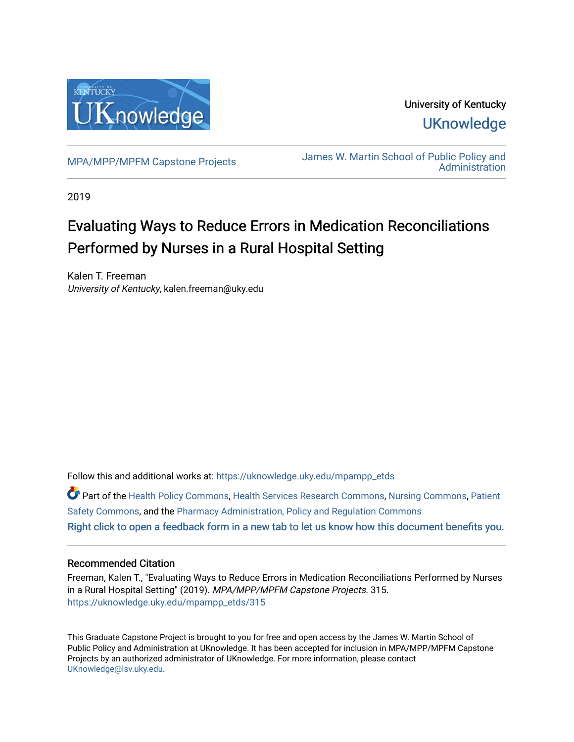University of Kentucky

UKnowledge

MPA/MPP/MPFM Capstone Projects

James W. Martin School of Public Policy and Administration

2019

# Evaluating Ways to Reduce Errors in Medication Reconciliations Performed by Nurses in a Rural Hospital Setting

Kalen T. Freeman
*University of Kentucky*, kalen.freeman@uky.edu

Follow this and additional works at: https://uknowledge.uky.edu/mpampp_etds

Part of the Health Policy Commons, Health Services Research Commons, Nursing Commons, Patient Safety Commons, and the Pharmacy Administration, Policy and Regulation Commons

Right click to open a feedback form in a new tab to let us know how this document benefits you.

### Recommended Citation

Freeman, Kalen T., "Evaluating Ways to Reduce Errors in Medication Reconciliations Performed by Nurses in a Rural Hospital Setting" (2019). *MPA/MPP/MPFM Capstone Projects*. 315.
https://uknowledge.uky.edu/mpampp_etds/315

This Graduate Capstone Project is brought to you for free and open access by the James W. Martin School of Public Policy and Administration at UKnowledge. It has been accepted for inclusion in MPA/MPP/MPFM Capstone Projects by an authorized administrator of UKnowledge. For more information, please contact UKnowledge@lsv.uky.edu.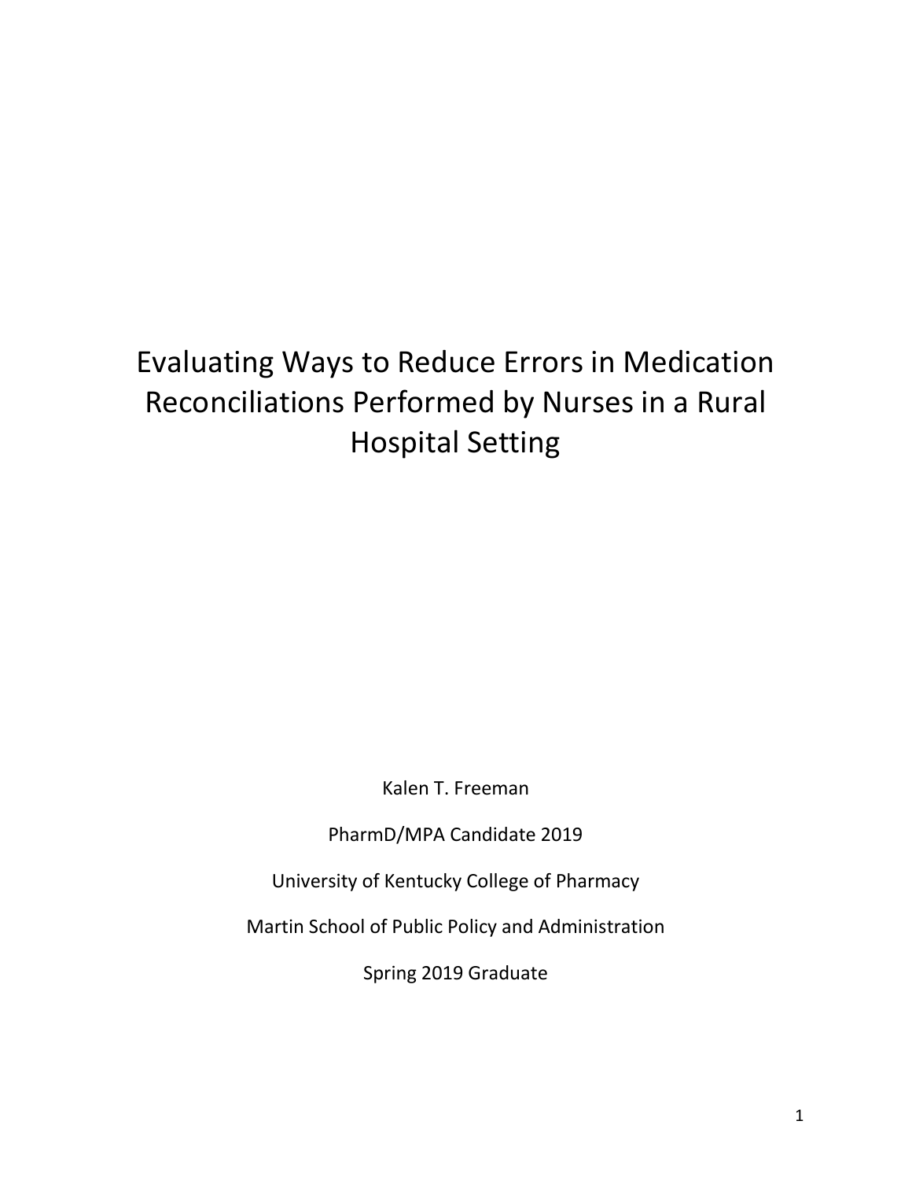# Evaluating Ways to Reduce Errors in Medication Reconciliations Performed by Nurses in a Rural Hospital Setting

Kalen T. Freeman

PharmD/MPA Candidate 2019

University of Kentucky College of Pharmacy

Martin School of Public Policy and Administration

Spring 2019 Graduate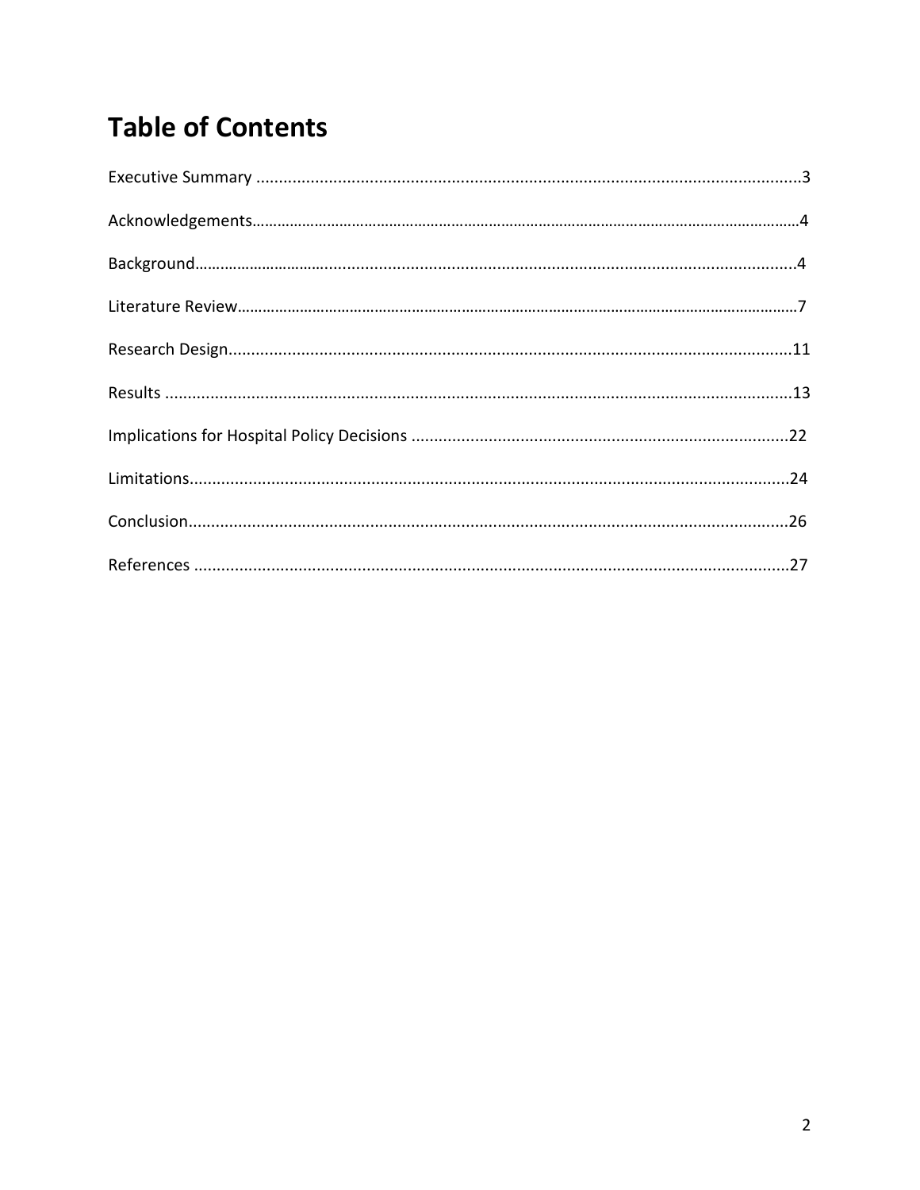# Table of Contents

Executive Summary ....................................................................................................................3

Acknowledgements.......................................................................................................................4

Background....................................................................................................................................4

Literature Review...........................................................................................................................7

Research Design...........................................................................................................................11

Results .........................................................................................................................................13

Implications for Hospital Policy Decisions ...................................................................................22

Limitations...................................................................................................................................24

Conclusion...................................................................................................................................26

References ..................................................................................................................................27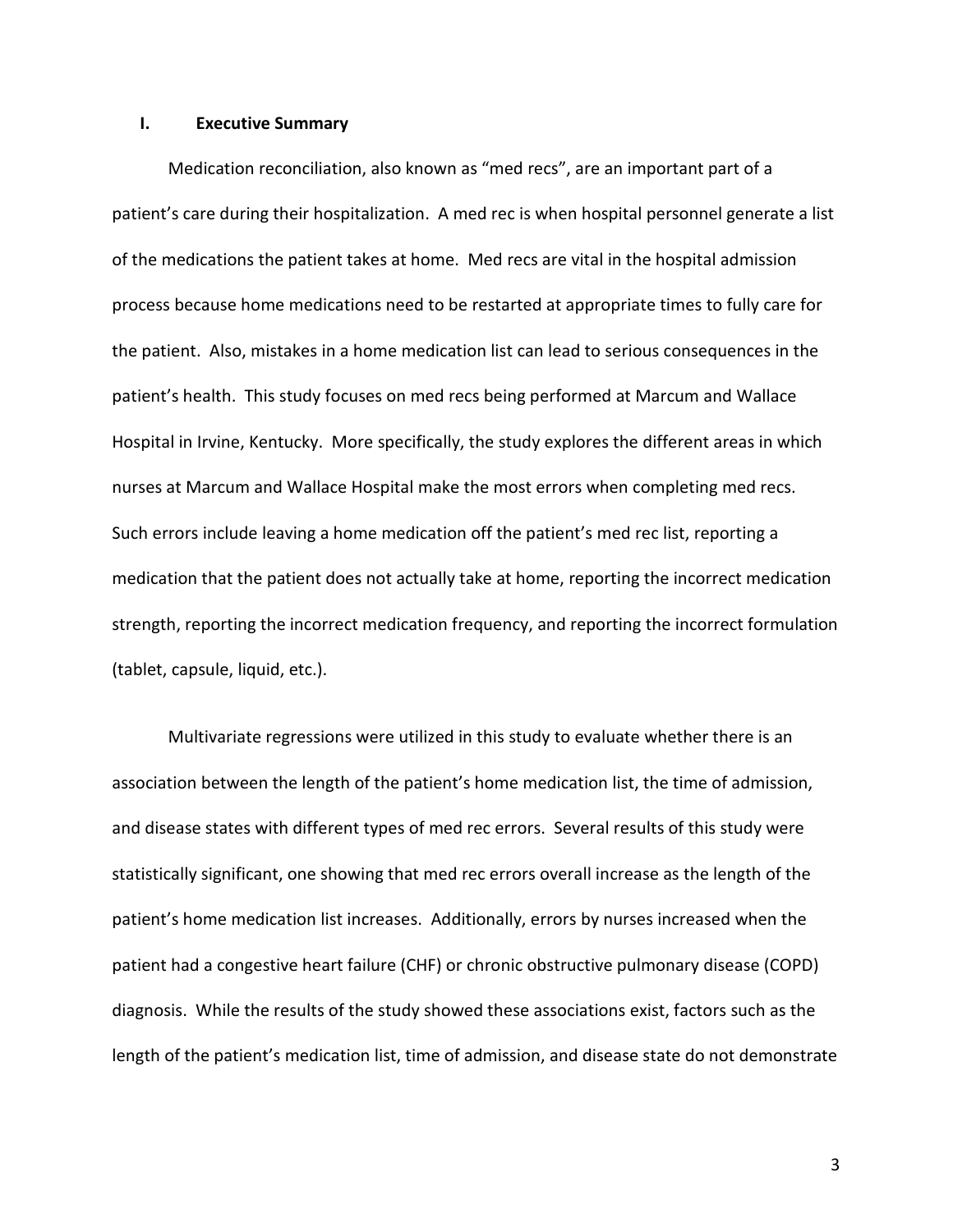## I. Executive Summary

Medication reconciliation, also known as "med recs", are an important part of a patient's care during their hospitalization. A med rec is when hospital personnel generate a list of the medications the patient takes at home. Med recs are vital in the hospital admission process because home medications need to be restarted at appropriate times to fully care for the patient. Also, mistakes in a home medication list can lead to serious consequences in the patient's health. This study focuses on med recs being performed at Marcum and Wallace Hospital in Irvine, Kentucky. More specifically, the study explores the different areas in which nurses at Marcum and Wallace Hospital make the most errors when completing med recs. Such errors include leaving a home medication off the patient's med rec list, reporting a medication that the patient does not actually take at home, reporting the incorrect medication strength, reporting the incorrect medication frequency, and reporting the incorrect formulation (tablet, capsule, liquid, etc.).

Multivariate regressions were utilized in this study to evaluate whether there is an association between the length of the patient's home medication list, the time of admission, and disease states with different types of med rec errors. Several results of this study were statistically significant, one showing that med rec errors overall increase as the length of the patient's home medication list increases. Additionally, errors by nurses increased when the patient had a congestive heart failure (CHF) or chronic obstructive pulmonary disease (COPD) diagnosis. While the results of the study showed these associations exist, factors such as the length of the patient's medication list, time of admission, and disease state do not demonstrate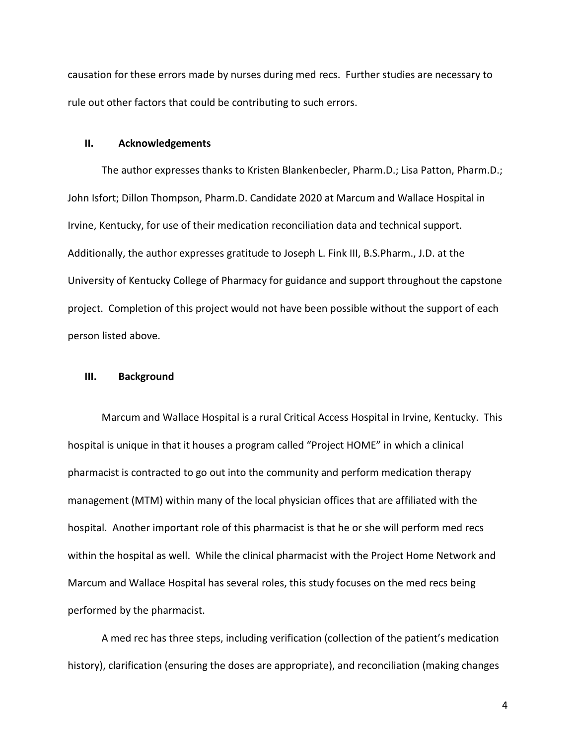causation for these errors made by nurses during med recs. Further studies are necessary to rule out other factors that could be contributing to such errors.

## II. Acknowledgements

The author expresses thanks to Kristen Blankenbecler, Pharm.D.; Lisa Patton, Pharm.D.; John Isfort; Dillon Thompson, Pharm.D. Candidate 2020 at Marcum and Wallace Hospital in Irvine, Kentucky, for use of their medication reconciliation data and technical support. Additionally, the author expresses gratitude to Joseph L. Fink III, B.S.Pharm., J.D. at the University of Kentucky College of Pharmacy for guidance and support throughout the capstone project. Completion of this project would not have been possible without the support of each person listed above.

## III. Background

Marcum and Wallace Hospital is a rural Critical Access Hospital in Irvine, Kentucky. This hospital is unique in that it houses a program called "Project HOME" in which a clinical pharmacist is contracted to go out into the community and perform medication therapy management (MTM) within many of the local physician offices that are affiliated with the hospital. Another important role of this pharmacist is that he or she will perform med recs within the hospital as well. While the clinical pharmacist with the Project Home Network and Marcum and Wallace Hospital has several roles, this study focuses on the med recs being performed by the pharmacist.

A med rec has three steps, including verification (collection of the patient's medication history), clarification (ensuring the doses are appropriate), and reconciliation (making changes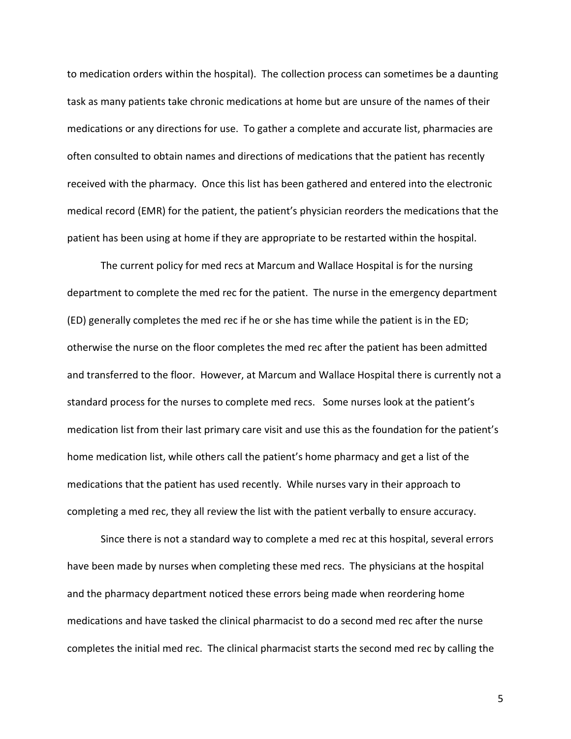to medication orders within the hospital). The collection process can sometimes be a daunting task as many patients take chronic medications at home but are unsure of the names of their medications or any directions for use. To gather a complete and accurate list, pharmacies are often consulted to obtain names and directions of medications that the patient has recently received with the pharmacy. Once this list has been gathered and entered into the electronic medical record (EMR) for the patient, the patient's physician reorders the medications that the patient has been using at home if they are appropriate to be restarted within the hospital.

The current policy for med recs at Marcum and Wallace Hospital is for the nursing department to complete the med rec for the patient. The nurse in the emergency department (ED) generally completes the med rec if he or she has time while the patient is in the ED; otherwise the nurse on the floor completes the med rec after the patient has been admitted and transferred to the floor. However, at Marcum and Wallace Hospital there is currently not a standard process for the nurses to complete med recs. Some nurses look at the patient's medication list from their last primary care visit and use this as the foundation for the patient's home medication list, while others call the patient's home pharmacy and get a list of the medications that the patient has used recently. While nurses vary in their approach to completing a med rec, they all review the list with the patient verbally to ensure accuracy.

Since there is not a standard way to complete a med rec at this hospital, several errors have been made by nurses when completing these med recs. The physicians at the hospital and the pharmacy department noticed these errors being made when reordering home medications and have tasked the clinical pharmacist to do a second med rec after the nurse completes the initial med rec. The clinical pharmacist starts the second med rec by calling the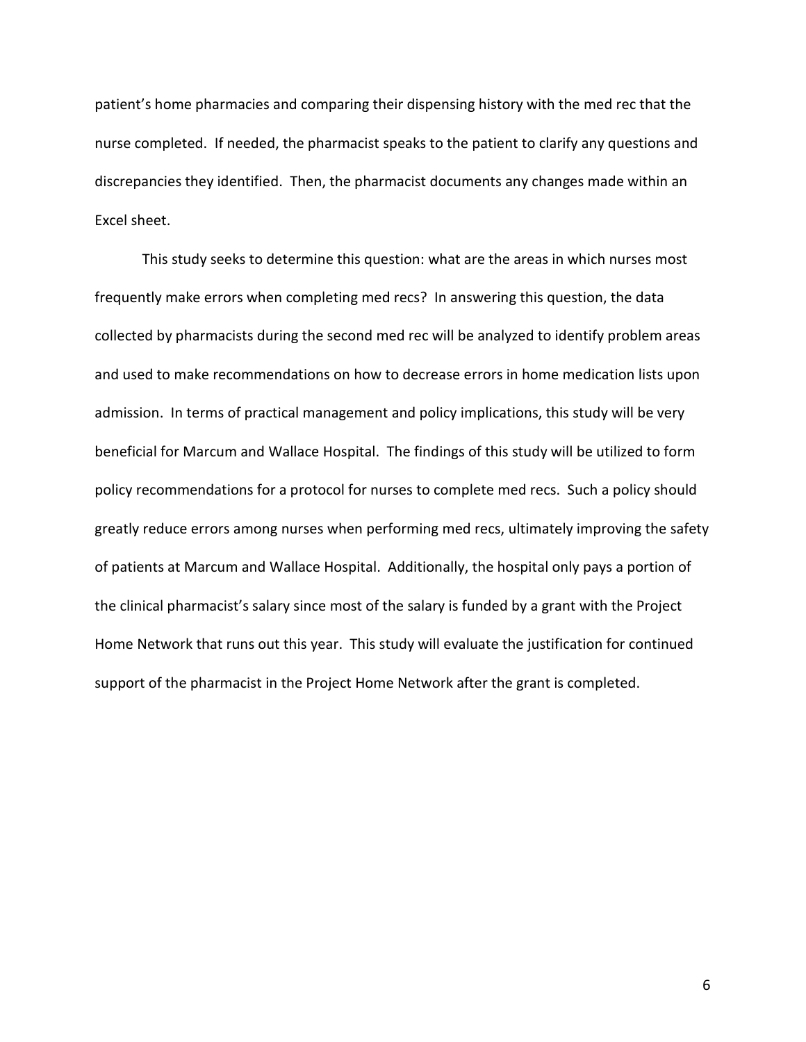patient's home pharmacies and comparing their dispensing history with the med rec that the nurse completed. If needed, the pharmacist speaks to the patient to clarify any questions and discrepancies they identified. Then, the pharmacist documents any changes made within an Excel sheet.

This study seeks to determine this question: what are the areas in which nurses most frequently make errors when completing med recs? In answering this question, the data collected by pharmacists during the second med rec will be analyzed to identify problem areas and used to make recommendations on how to decrease errors in home medication lists upon admission. In terms of practical management and policy implications, this study will be very beneficial for Marcum and Wallace Hospital. The findings of this study will be utilized to form policy recommendations for a protocol for nurses to complete med recs. Such a policy should greatly reduce errors among nurses when performing med recs, ultimately improving the safety of patients at Marcum and Wallace Hospital. Additionally, the hospital only pays a portion of the clinical pharmacist's salary since most of the salary is funded by a grant with the Project Home Network that runs out this year. This study will evaluate the justification for continued support of the pharmacist in the Project Home Network after the grant is completed.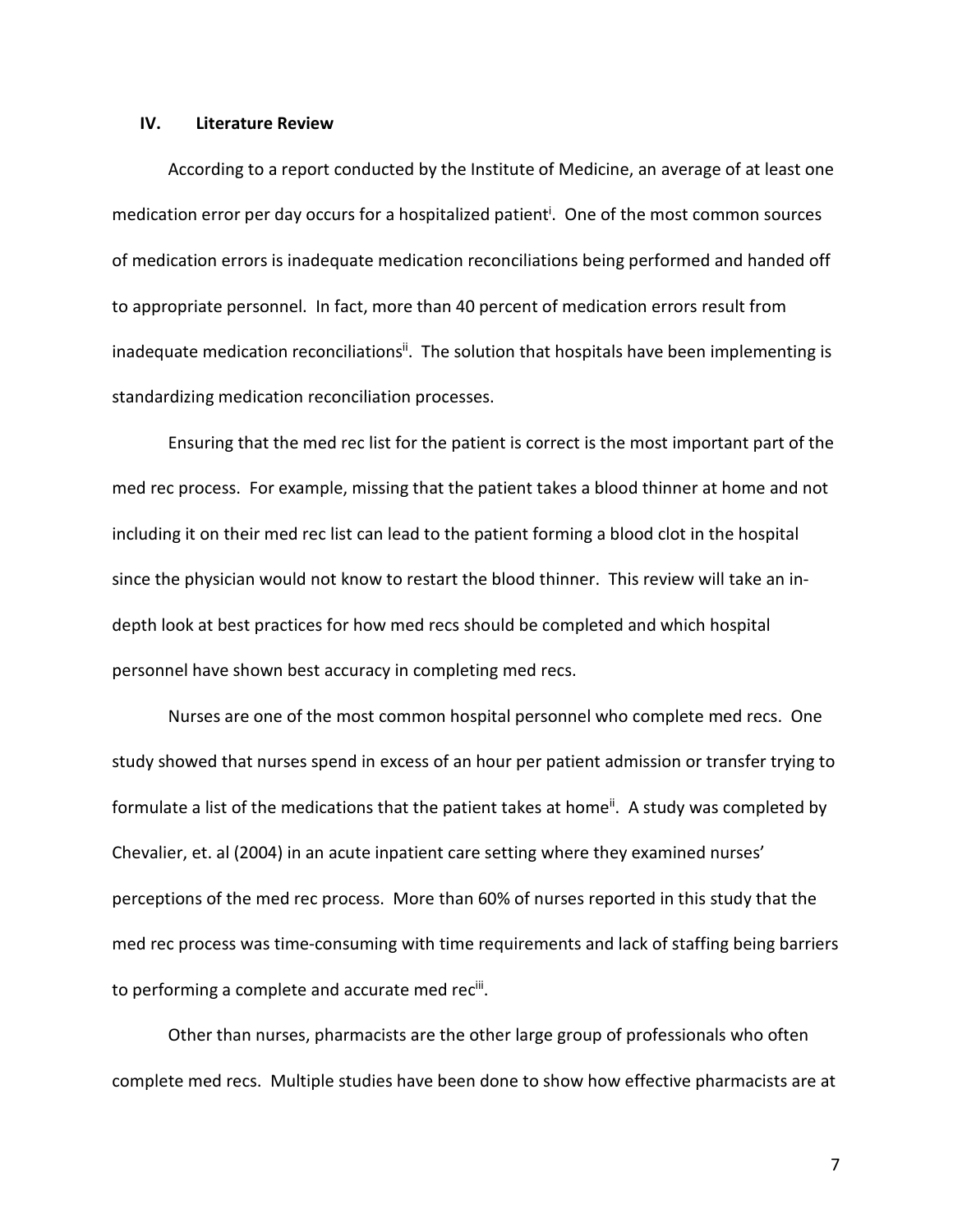## IV. Literature Review

According to a report conducted by the Institute of Medicine, an average of at least one medication error per day occurs for a hospitalized patient[i]. One of the most common sources of medication errors is inadequate medication reconciliations being performed and handed off to appropriate personnel. In fact, more than 40 percent of medication errors result from inadequate medication reconciliations[ii]. The solution that hospitals have been implementing is standardizing medication reconciliation processes.

Ensuring that the med rec list for the patient is correct is the most important part of the med rec process. For example, missing that the patient takes a blood thinner at home and not including it on their med rec list can lead to the patient forming a blood clot in the hospital since the physician would not know to restart the blood thinner. This review will take an in-depth look at best practices for how med recs should be completed and which hospital personnel have shown best accuracy in completing med recs.

Nurses are one of the most common hospital personnel who complete med recs. One study showed that nurses spend in excess of an hour per patient admission or transfer trying to formulate a list of the medications that the patient takes at home[ii]. A study was completed by Chevalier, et. al (2004) in an acute inpatient care setting where they examined nurses' perceptions of the med rec process. More than 60% of nurses reported in this study that the med rec process was time-consuming with time requirements and lack of staffing being barriers to performing a complete and accurate med rec[iii].

Other than nurses, pharmacists are the other large group of professionals who often complete med recs. Multiple studies have been done to show how effective pharmacists are at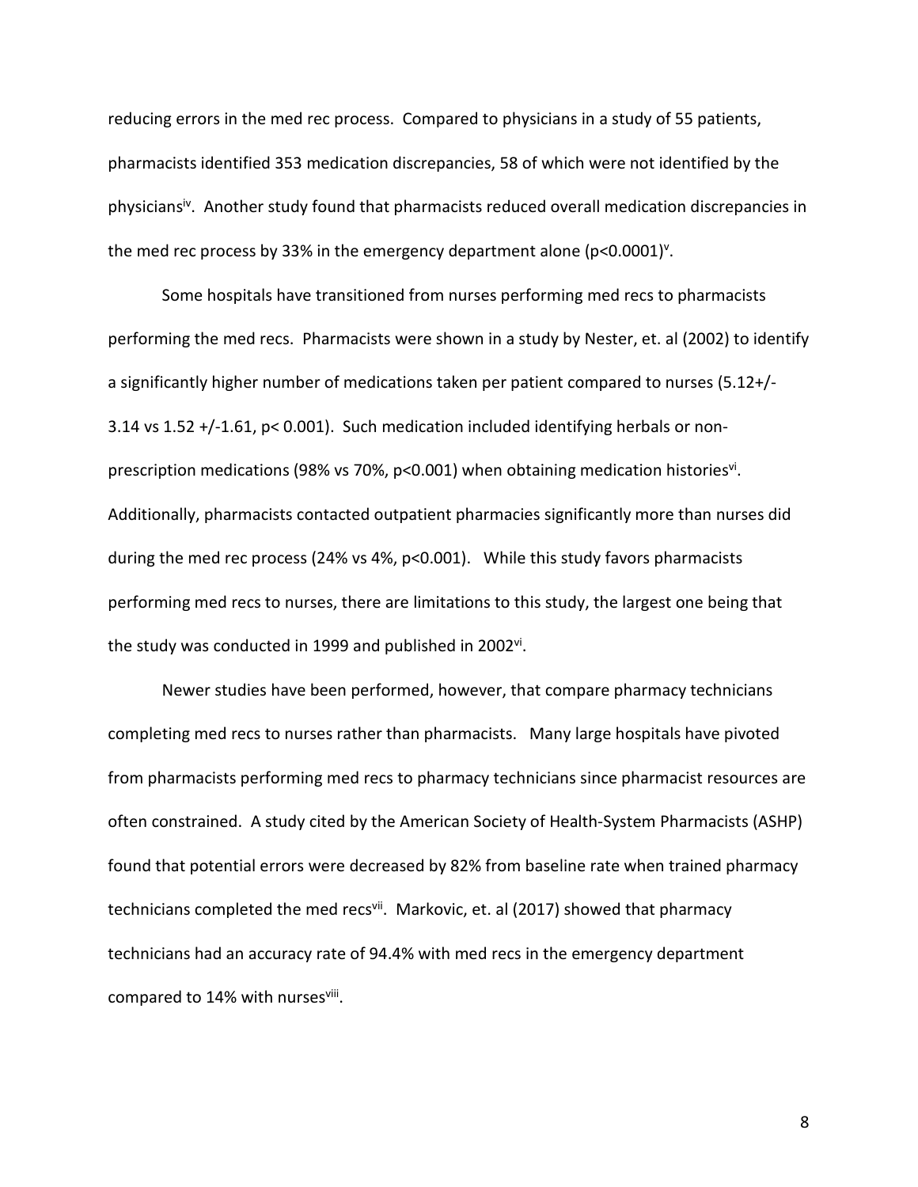reducing errors in the med rec process. Compared to physicians in a study of 55 patients, pharmacists identified 353 medication discrepancies, 58 of which were not identified by the physicians[iv]. Another study found that pharmacists reduced overall medication discrepancies in the med rec process by 33% in the emergency department alone ($p<0.0001$)[v].

Some hospitals have transitioned from nurses performing med recs to pharmacists performing the med recs. Pharmacists were shown in a study by Nester, et. al (2002) to identify a significantly higher number of medications taken per patient compared to nurses (5.12+/-3.14 vs 1.52 +/-1.61, $p< 0.001$). Such medication included identifying herbals or non-prescription medications (98% vs 70%, $p<0.001$) when obtaining medication histories[vi]. Additionally, pharmacists contacted outpatient pharmacies significantly more than nurses did during the med rec process (24% vs 4%, $p<0.001$). While this study favors pharmacists performing med recs to nurses, there are limitations to this study, the largest one being that the study was conducted in 1999 and published in 2002[vi].

Newer studies have been performed, however, that compare pharmacy technicians completing med recs to nurses rather than pharmacists. Many large hospitals have pivoted from pharmacists performing med recs to pharmacy technicians since pharmacist resources are often constrained. A study cited by the American Society of Health-System Pharmacists (ASHP) found that potential errors were decreased by 82% from baseline rate when trained pharmacy technicians completed the med recs[vii]. Markovic, et. al (2017) showed that pharmacy technicians had an accuracy rate of 94.4% with med recs in the emergency department compared to 14% with nurses[viii].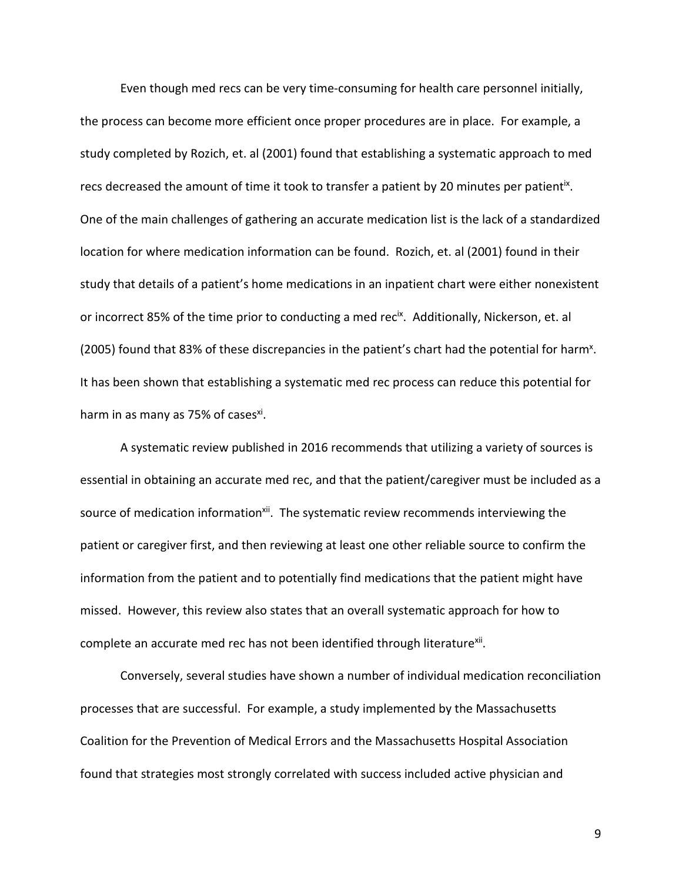Even though med recs can be very time-consuming for health care personnel initially, the process can become more efficient once proper procedures are in place. For example, a study completed by Rozich, et. al (2001) found that establishing a systematic approach to med recs decreased the amount of time it took to transfer a patient by 20 minutes per patient[ix]. One of the main challenges of gathering an accurate medication list is the lack of a standardized location for where medication information can be found. Rozich, et. al (2001) found in their study that details of a patient's home medications in an inpatient chart were either nonexistent or incorrect 85% of the time prior to conducting a med rec[ix]. Additionally, Nickerson, et. al (2005) found that 83% of these discrepancies in the patient's chart had the potential for harm[x]. It has been shown that establishing a systematic med rec process can reduce this potential for harm in as many as 75% of cases[xi].

A systematic review published in 2016 recommends that utilizing a variety of sources is essential in obtaining an accurate med rec, and that the patient/caregiver must be included as a source of medication information[xii]. The systematic review recommends interviewing the patient or caregiver first, and then reviewing at least one other reliable source to confirm the information from the patient and to potentially find medications that the patient might have missed. However, this review also states that an overall systematic approach for how to complete an accurate med rec has not been identified through literature[xii].

Conversely, several studies have shown a number of individual medication reconciliation processes that are successful. For example, a study implemented by the Massachusetts Coalition for the Prevention of Medical Errors and the Massachusetts Hospital Association found that strategies most strongly correlated with success included active physician and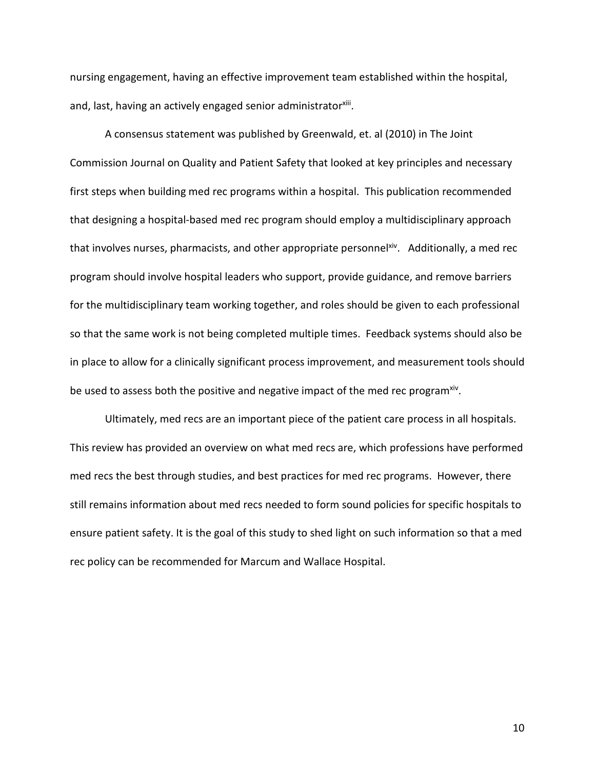nursing engagement, having an effective improvement team established within the hospital, and, last, having an actively engaged senior administrator[xiii].

A consensus statement was published by Greenwald, et. al (2010) in The Joint Commission Journal on Quality and Patient Safety that looked at key principles and necessary first steps when building med rec programs within a hospital. This publication recommended that designing a hospital-based med rec program should employ a multidisciplinary approach that involves nurses, pharmacists, and other appropriate personnel[xiv]. Additionally, a med rec program should involve hospital leaders who support, provide guidance, and remove barriers for the multidisciplinary team working together, and roles should be given to each professional so that the same work is not being completed multiple times. Feedback systems should also be in place to allow for a clinically significant process improvement, and measurement tools should be used to assess both the positive and negative impact of the med rec program[xiv].

Ultimately, med recs are an important piece of the patient care process in all hospitals. This review has provided an overview on what med recs are, which professions have performed med recs the best through studies, and best practices for med rec programs. However, there still remains information about med recs needed to form sound policies for specific hospitals to ensure patient safety. It is the goal of this study to shed light on such information so that a med rec policy can be recommended for Marcum and Wallace Hospital.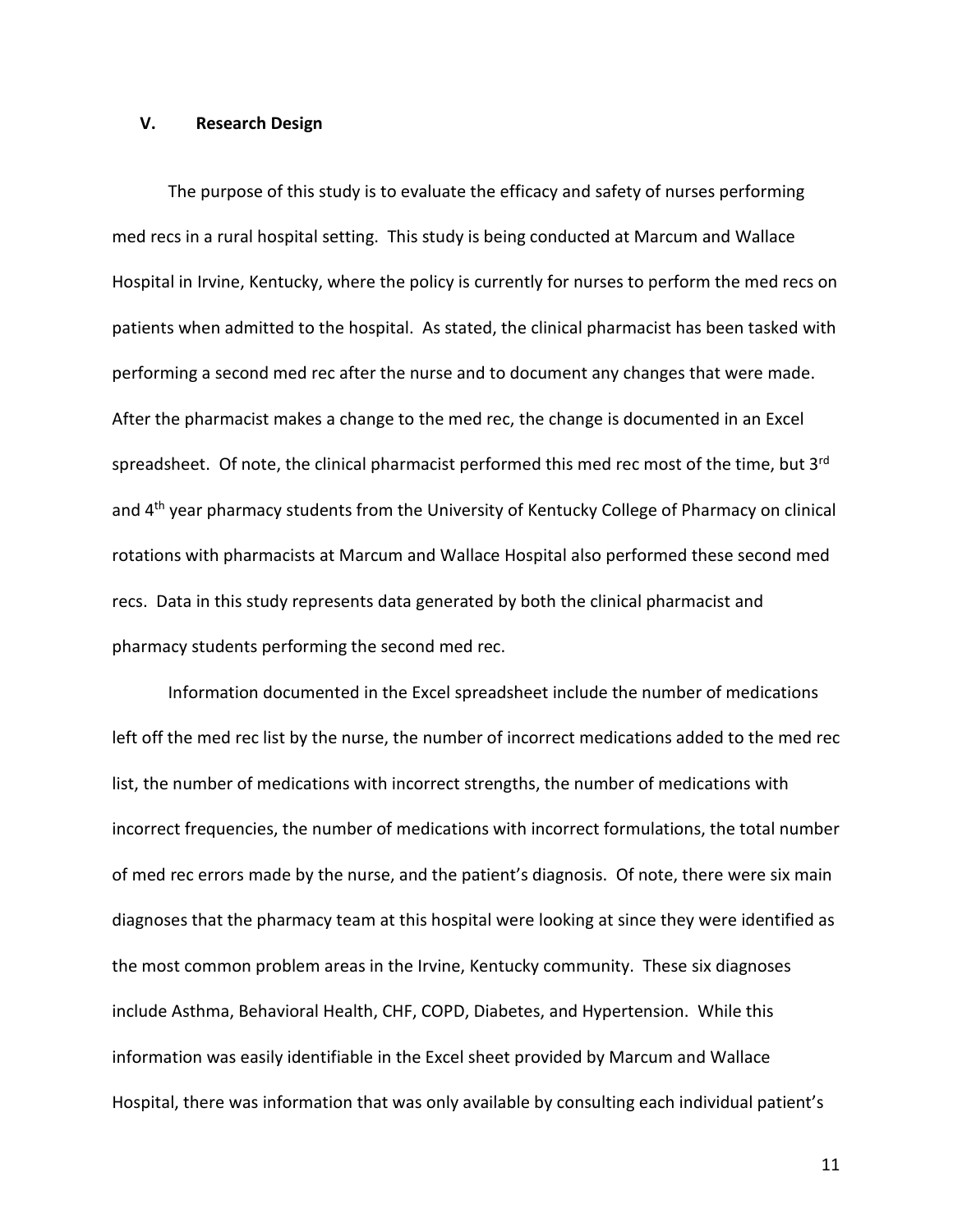## V. Research Design

The purpose of this study is to evaluate the efficacy and safety of nurses performing med recs in a rural hospital setting. This study is being conducted at Marcum and Wallace Hospital in Irvine, Kentucky, where the policy is currently for nurses to perform the med recs on patients when admitted to the hospital. As stated, the clinical pharmacist has been tasked with performing a second med rec after the nurse and to document any changes that were made. After the pharmacist makes a change to the med rec, the change is documented in an Excel spreadsheet. Of note, the clinical pharmacist performed this med rec most of the time, but 3rd and 4th year pharmacy students from the University of Kentucky College of Pharmacy on clinical rotations with pharmacists at Marcum and Wallace Hospital also performed these second med recs. Data in this study represents data generated by both the clinical pharmacist and pharmacy students performing the second med rec.

Information documented in the Excel spreadsheet include the number of medications left off the med rec list by the nurse, the number of incorrect medications added to the med rec list, the number of medications with incorrect strengths, the number of medications with incorrect frequencies, the number of medications with incorrect formulations, the total number of med rec errors made by the nurse, and the patient's diagnosis. Of note, there were six main diagnoses that the pharmacy team at this hospital were looking at since they were identified as the most common problem areas in the Irvine, Kentucky community. These six diagnoses include Asthma, Behavioral Health, CHF, COPD, Diabetes, and Hypertension. While this information was easily identifiable in the Excel sheet provided by Marcum and Wallace Hospital, there was information that was only available by consulting each individual patient's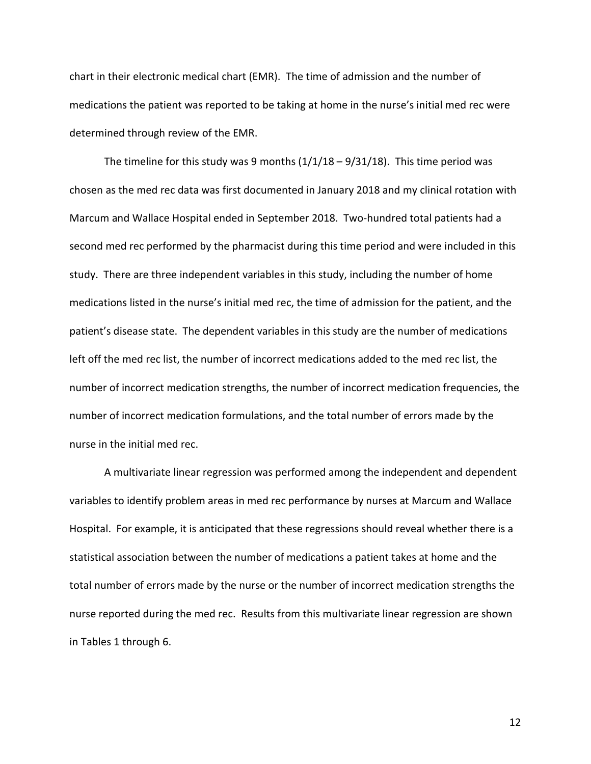chart in their electronic medical chart (EMR). The time of admission and the number of medications the patient was reported to be taking at home in the nurse's initial med rec were determined through review of the EMR.

The timeline for this study was 9 months (1/1/18 – 9/31/18). This time period was chosen as the med rec data was first documented in January 2018 and my clinical rotation with Marcum and Wallace Hospital ended in September 2018. Two-hundred total patients had a second med rec performed by the pharmacist during this time period and were included in this study. There are three independent variables in this study, including the number of home medications listed in the nurse's initial med rec, the time of admission for the patient, and the patient's disease state. The dependent variables in this study are the number of medications left off the med rec list, the number of incorrect medications added to the med rec list, the number of incorrect medication strengths, the number of incorrect medication frequencies, the number of incorrect medication formulations, and the total number of errors made by the nurse in the initial med rec.

A multivariate linear regression was performed among the independent and dependent variables to identify problem areas in med rec performance by nurses at Marcum and Wallace Hospital. For example, it is anticipated that these regressions should reveal whether there is a statistical association between the number of medications a patient takes at home and the total number of errors made by the nurse or the number of incorrect medication strengths the nurse reported during the med rec. Results from this multivariate linear regression are shown in Tables 1 through 6.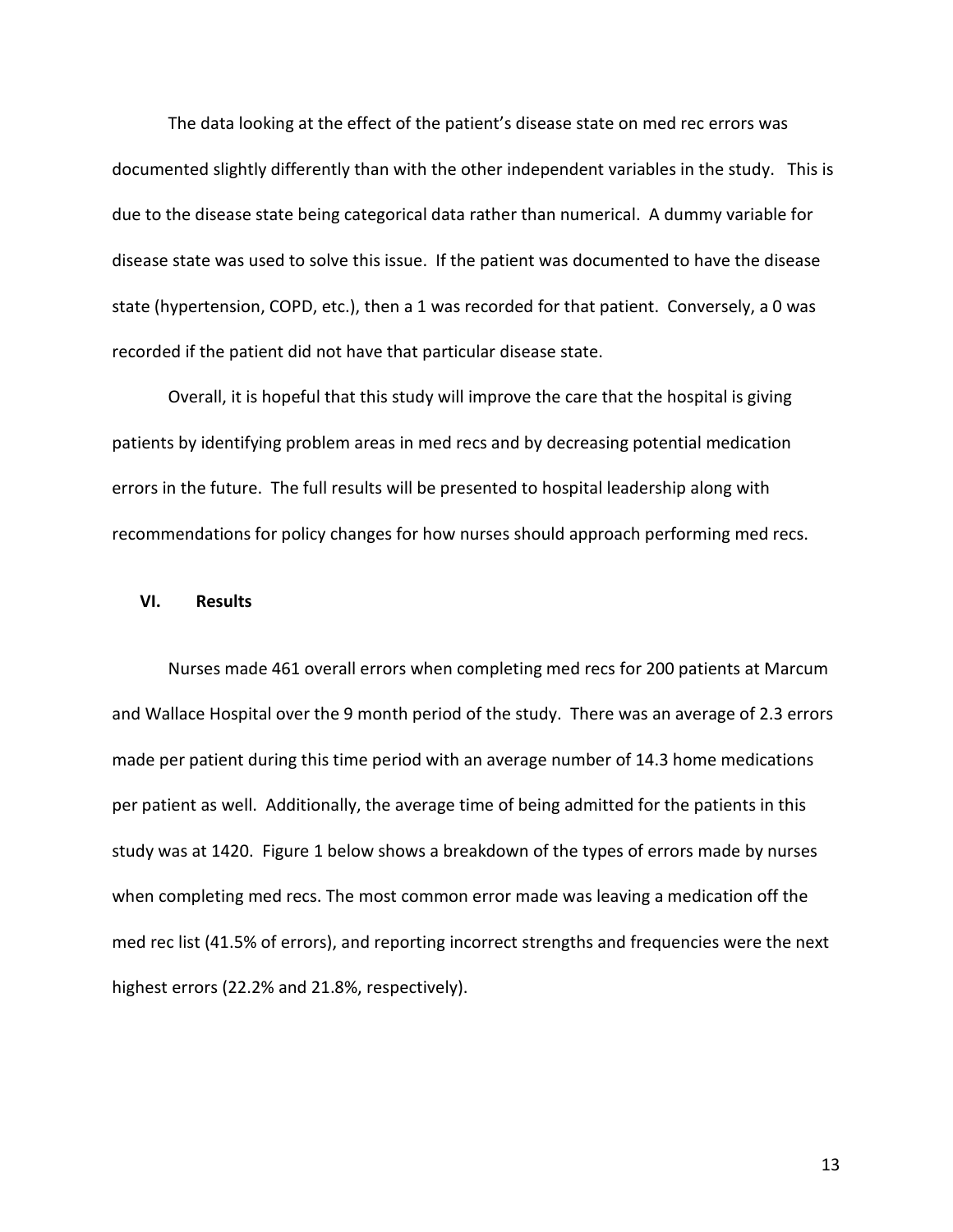The data looking at the effect of the patient's disease state on med rec errors was documented slightly differently than with the other independent variables in the study. This is due to the disease state being categorical data rather than numerical. A dummy variable for disease state was used to solve this issue. If the patient was documented to have the disease state (hypertension, COPD, etc.), then a 1 was recorded for that patient. Conversely, a 0 was recorded if the patient did not have that particular disease state.

Overall, it is hopeful that this study will improve the care that the hospital is giving patients by identifying problem areas in med recs and by decreasing potential medication errors in the future. The full results will be presented to hospital leadership along with recommendations for policy changes for how nurses should approach performing med recs.

## VI. Results

Nurses made 461 overall errors when completing med recs for 200 patients at Marcum and Wallace Hospital over the 9 month period of the study. There was an average of 2.3 errors made per patient during this time period with an average number of 14.3 home medications per patient as well. Additionally, the average time of being admitted for the patients in this study was at 1420. Figure 1 below shows a breakdown of the types of errors made by nurses when completing med recs. The most common error made was leaving a medication off the med rec list (41.5% of errors), and reporting incorrect strengths and frequencies were the next highest errors (22.2% and 21.8%, respectively).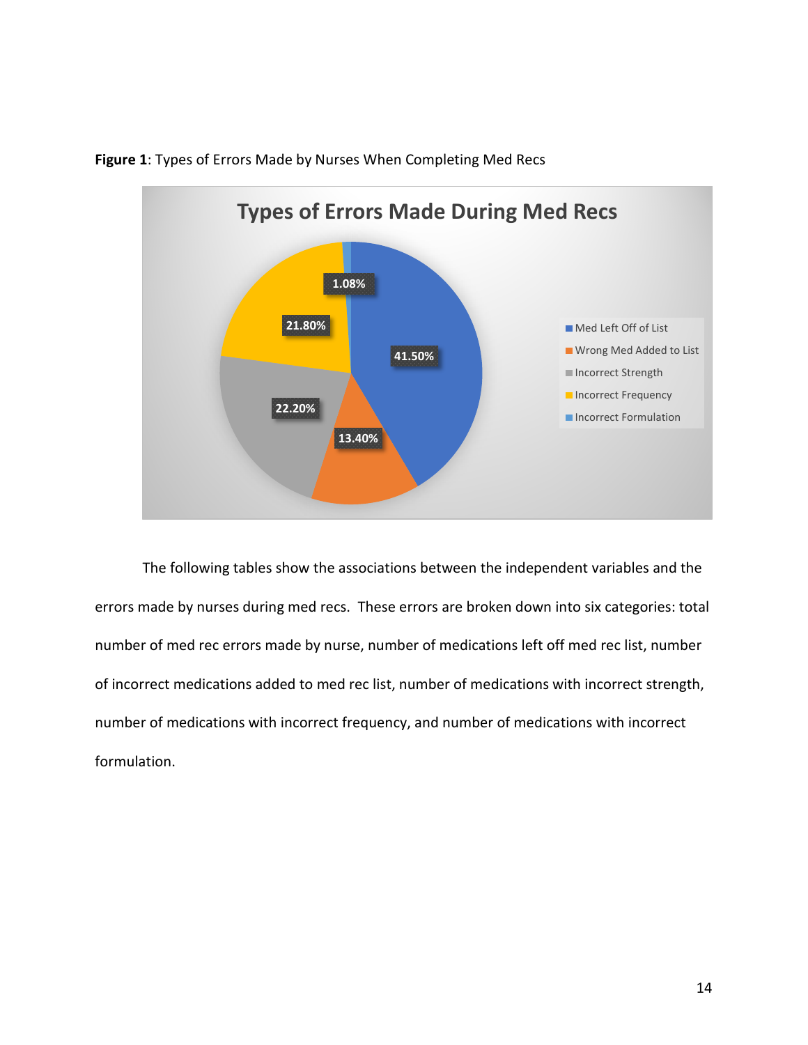**Figure 1**: Types of Errors Made by Nurses When Completing Med Recs

The following tables show the associations between the independent variables and the errors made by nurses during med recs. These errors are broken down into six categories: total number of med rec errors made by nurse, number of medications left off med rec list, number of incorrect medications added to med rec list, number of medications with incorrect strength, number of medications with incorrect frequency, and number of medications with incorrect formulation.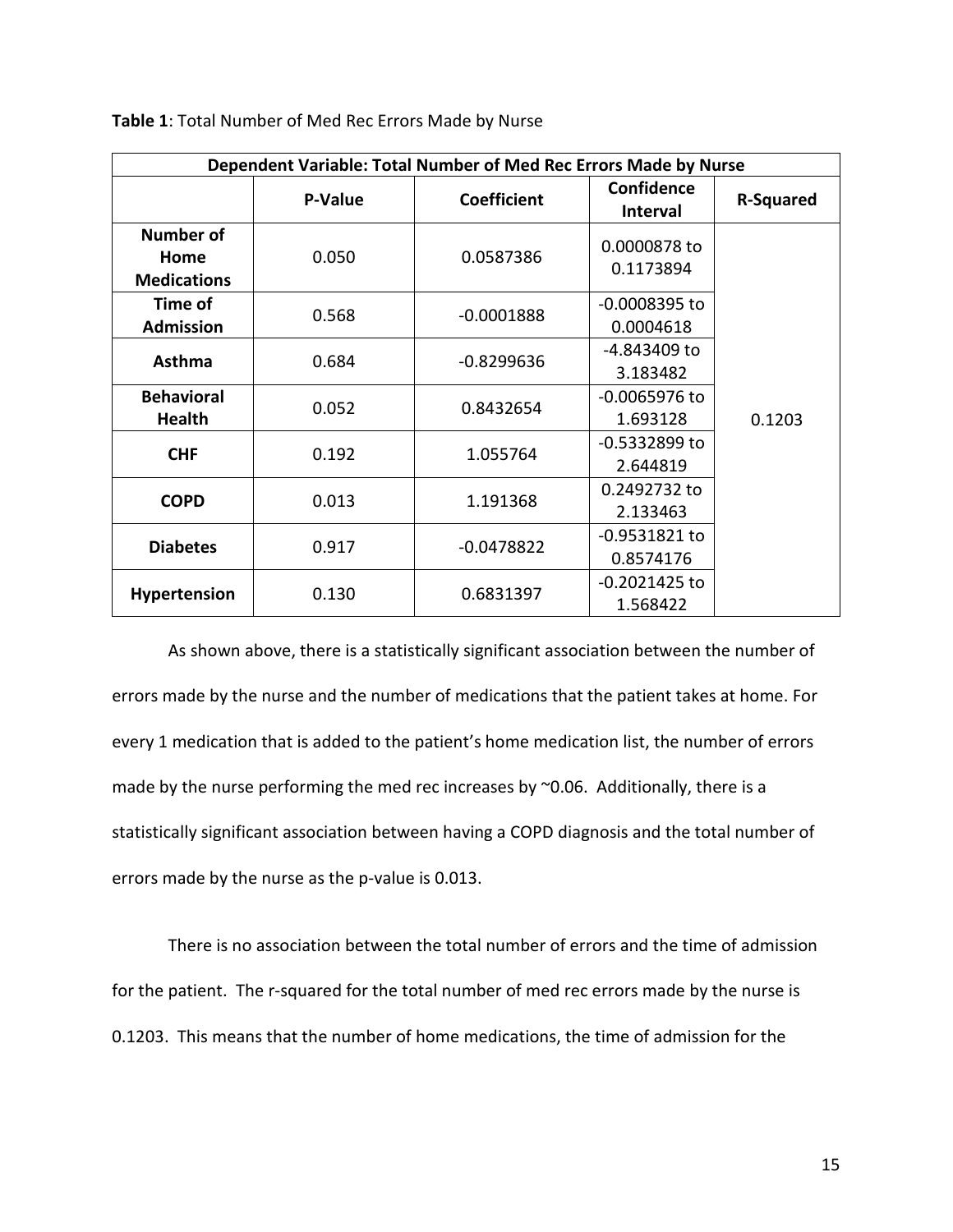**Table 1**: Total Number of Med Rec Errors Made by Nurse

| Dependent Variable: Total Number of Med Rec Errors Made by Nurse | | | | |
|---|---|---|---|---|
| | **P-Value** | **Coefficient** | **Confidence Interval** | **R-Squared** |
| **Number of Home Medications** | 0.050 | 0.0587386 | 0.0000878 to 0.1173894 | 0.1203 |
| **Time of Admission** | 0.568 | -0.0001888 | -0.0008395 to 0.0004618 | |
| **Asthma** | 0.684 | -0.8299636 | -4.843409 to 3.183482 | |
| **Behavioral Health** | 0.052 | 0.8432654 | -0.0065976 to 1.693128 | |
| **CHF** | 0.192 | 1.055764 | -0.5332899 to 2.644819 | |
| **COPD** | 0.013 | 1.191368 | 0.2492732 to 2.133463 | |
| **Diabetes** | 0.917 | -0.0478822 | -0.9531821 to 0.8574176 | |
| **Hypertension** | 0.130 | 0.6831397 | -0.2021425 to 1.568422 | |

As shown above, there is a statistically significant association between the number of errors made by the nurse and the number of medications that the patient takes at home. For every 1 medication that is added to the patient's home medication list, the number of errors made by the nurse performing the med rec increases by ~0.06. Additionally, there is a statistically significant association between having a COPD diagnosis and the total number of errors made by the nurse as the p-value is 0.013.

There is no association between the total number of errors and the time of admission for the patient. The r-squared for the total number of med rec errors made by the nurse is 0.1203. This means that the number of home medications, the time of admission for the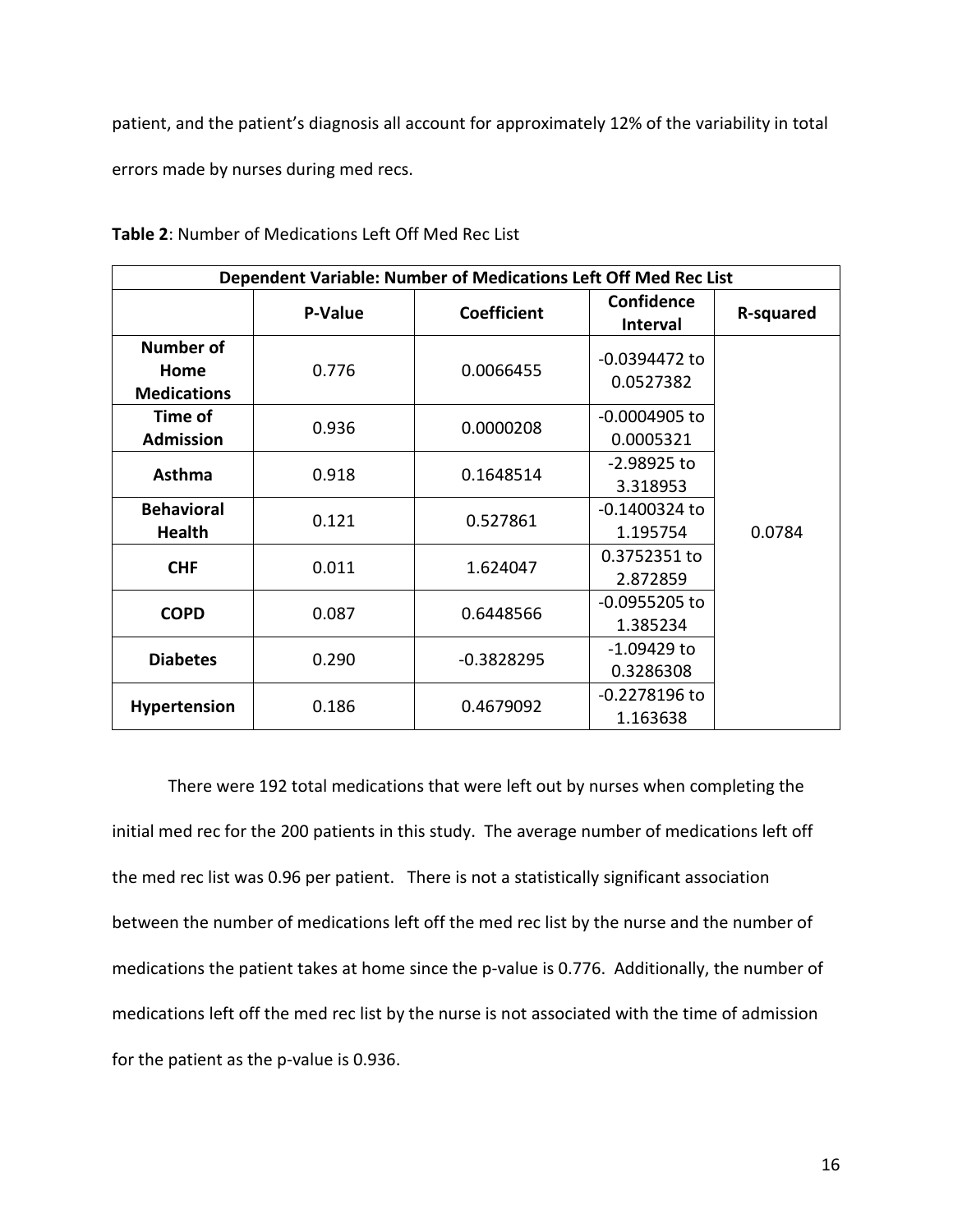patient, and the patient's diagnosis all account for approximately 12% of the variability in total errors made by nurses during med recs.

**Table 2**: Number of Medications Left Off Med Rec List

| **Dependent Variable: Number of Medications Left Off Med Rec List** | | | | |
|---|---|---|---|---|
| | **P-Value** | **Coefficient** | **Confidence Interval** | **R-squared** |
| **Number of Home Medications** | 0.776 | 0.0066455 | -0.0394472 to 0.0527382 | 0.0784 |
| **Time of Admission** | 0.936 | 0.0000208 | -0.0004905 to 0.0005321 | |
| **Asthma** | 0.918 | 0.1648514 | -2.98925 to 3.318953 | |
| **Behavioral Health** | 0.121 | 0.527861 | -0.1400324 to 1.195754 | |
| **CHF** | 0.011 | 1.624047 | 0.3752351 to 2.872859 | |
| **COPD** | 0.087 | 0.6448566 | -0.0955205 to 1.385234 | |
| **Diabetes** | 0.290 | -0.3828295 | -1.09429 to 0.3286308 | |
| **Hypertension** | 0.186 | 0.4679092 | -0.2278196 to 1.163638 | |

There were 192 total medications that were left out by nurses when completing the initial med rec for the 200 patients in this study. The average number of medications left off the med rec list was 0.96 per patient. There is not a statistically significant association between the number of medications left off the med rec list by the nurse and the number of medications the patient takes at home since the p-value is 0.776. Additionally, the number of medications left off the med rec list by the nurse is not associated with the time of admission for the patient as the p-value is 0.936.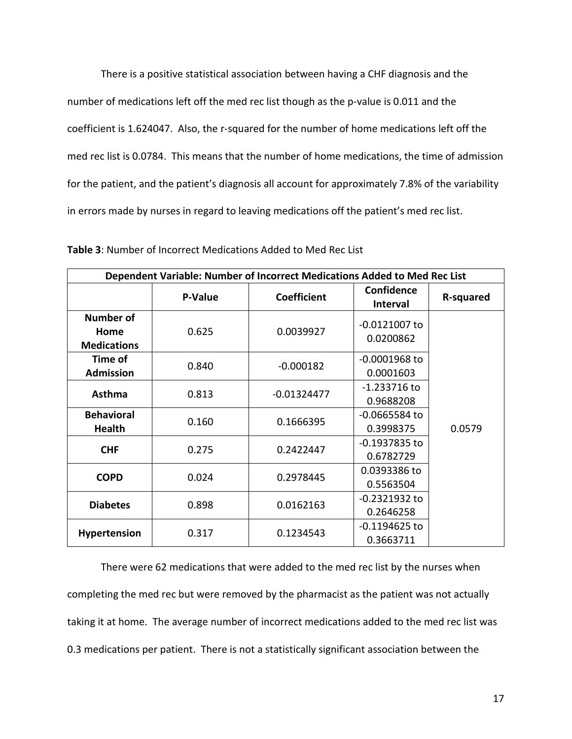There is a positive statistical association between having a CHF diagnosis and the number of medications left off the med rec list though as the p-value is 0.011 and the coefficient is 1.624047. Also, the r-squared for the number of home medications left off the med rec list is 0.0784. This means that the number of home medications, the time of admission for the patient, and the patient's diagnosis all account for approximately 7.8% of the variability in errors made by nurses in regard to leaving medications off the patient's med rec list.

**Table 3**: Number of Incorrect Medications Added to Med Rec List

| Dependent Variable: Number of Incorrect Medications Added to Med Rec List | | | | |
|---|---|---|---|---|
| | **P-Value** | **Coefficient** | **Confidence Interval** | **R-squared** |
| **Number of Home Medications** | 0.625 | 0.0039927 | -0.0121007 to 0.0200862 | 0.0579 |
| **Time of Admission** | 0.840 | -0.000182 | -0.0001968 to 0.0001603 | |
| **Asthma** | 0.813 | -0.01324477 | -1.233716 to 0.9688208 | |
| **Behavioral Health** | 0.160 | 0.1666395 | -0.0665584 to 0.3998375 | |
| **CHF** | 0.275 | 0.2422447 | -0.1937835 to 0.6782729 | |
| **COPD** | 0.024 | 0.2978445 | 0.0393386 to 0.5563504 | |
| **Diabetes** | 0.898 | 0.0162163 | -0.2321932 to 0.2646258 | |
| **Hypertension** | 0.317 | 0.1234543 | -0.1194625 to 0.3663711 | |

There were 62 medications that were added to the med rec list by the nurses when completing the med rec but were removed by the pharmacist as the patient was not actually taking it at home. The average number of incorrect medications added to the med rec list was 0.3 medications per patient. There is not a statistically significant association between the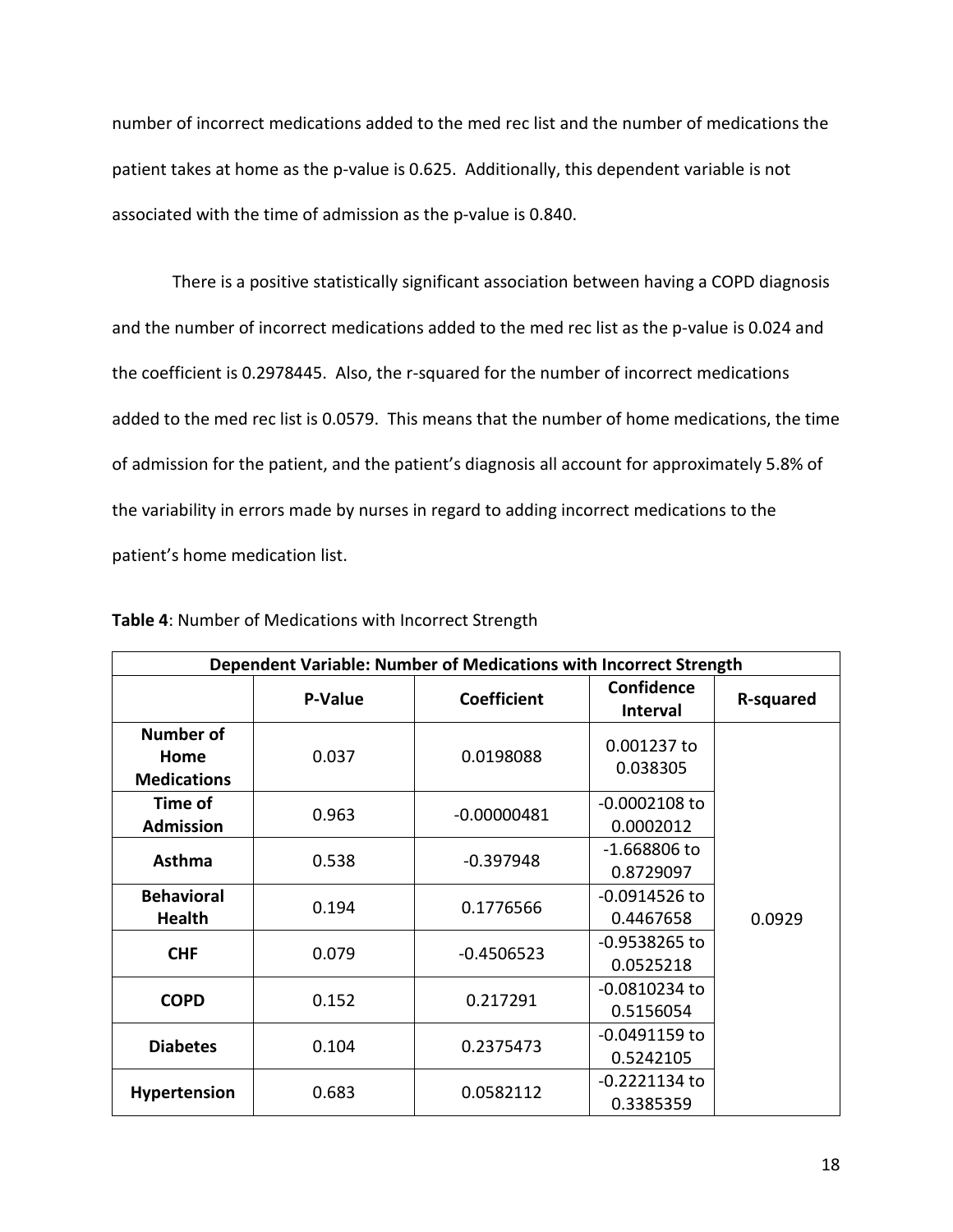number of incorrect medications added to the med rec list and the number of medications the patient takes at home as the p-value is 0.625. Additionally, this dependent variable is not associated with the time of admission as the p-value is 0.840.

There is a positive statistically significant association between having a COPD diagnosis and the number of incorrect medications added to the med rec list as the p-value is 0.024 and the coefficient is 0.2978445. Also, the r-squared for the number of incorrect medications added to the med rec list is 0.0579. This means that the number of home medications, the time of admission for the patient, and the patient's diagnosis all account for approximately 5.8% of the variability in errors made by nurses in regard to adding incorrect medications to the patient's home medication list.

**Table 4**: Number of Medications with Incorrect Strength

| Dependent Variable: Number of Medications with Incorrect Strength | | | | |
|---|---|---|---|---|
| | **P-Value** | **Coefficient** | **Confidence Interval** | **R-squared** |
| **Number of Home Medications** | 0.037 | 0.0198088 | 0.001237 to 0.038305 | 0.0929 |
| **Time of Admission** | 0.963 | -0.00000481 | -0.0002108 to 0.0002012 | |
| **Asthma** | 0.538 | -0.397948 | -1.668806 to 0.8729097 | |
| **Behavioral Health** | 0.194 | 0.1776566 | -0.0914526 to 0.4467658 | |
| **CHF** | 0.079 | -0.4506523 | -0.9538265 to 0.0525218 | |
| **COPD** | 0.152 | 0.217291 | -0.0810234 to 0.5156054 | |
| **Diabetes** | 0.104 | 0.2375473 | -0.0491159 to 0.5242105 | |
| **Hypertension** | 0.683 | 0.0582112 | -0.2221134 to 0.3385359 | |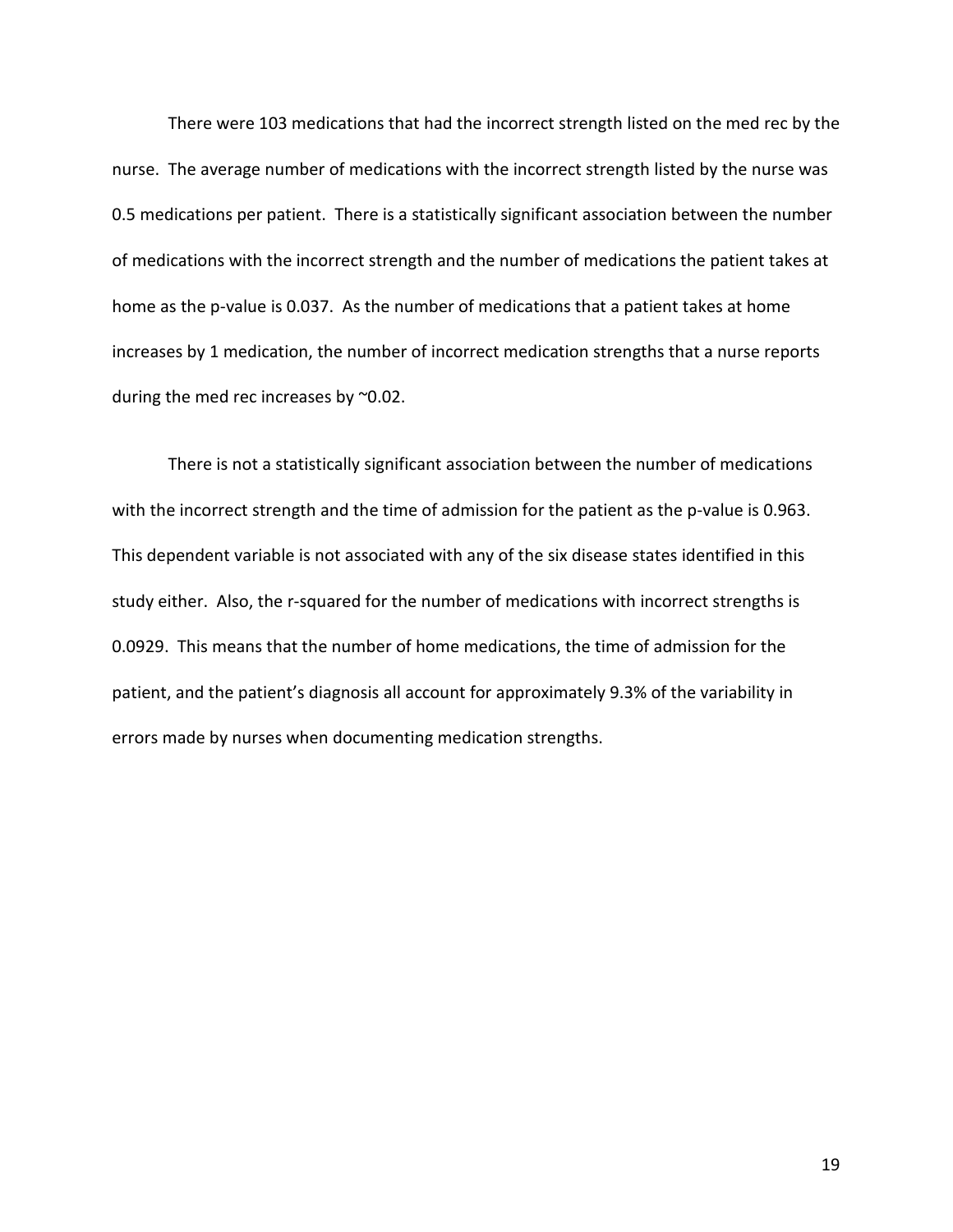There were 103 medications that had the incorrect strength listed on the med rec by the nurse. The average number of medications with the incorrect strength listed by the nurse was 0.5 medications per patient. There is a statistically significant association between the number of medications with the incorrect strength and the number of medications the patient takes at home as the p-value is 0.037. As the number of medications that a patient takes at home increases by 1 medication, the number of incorrect medication strengths that a nurse reports during the med rec increases by ~0.02.

There is not a statistically significant association between the number of medications with the incorrect strength and the time of admission for the patient as the p-value is 0.963. This dependent variable is not associated with any of the six disease states identified in this study either. Also, the r-squared for the number of medications with incorrect strengths is 0.0929. This means that the number of home medications, the time of admission for the patient, and the patient's diagnosis all account for approximately 9.3% of the variability in errors made by nurses when documenting medication strengths.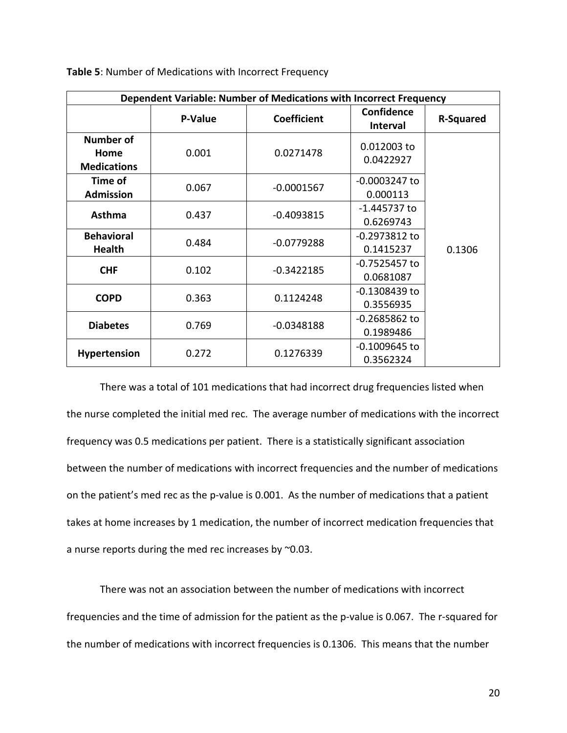**Table 5**: Number of Medications with Incorrect Frequency

| Dependent Variable: Number of Medications with Incorrect Frequency | | | | |
|---|---|---|---|---|
| | **P-Value** | **Coefficient** | **Confidence Interval** | **R-Squared** |
| **Number of Home Medications** | 0.001 | 0.0271478 | 0.012003 to 0.0422927 | 0.1306 |
| **Time of Admission** | 0.067 | -0.0001567 | -0.0003247 to 0.000113 | |
| **Asthma** | 0.437 | -0.4093815 | -1.445737 to 0.6269743 | |
| **Behavioral Health** | 0.484 | -0.0779288 | -0.2973812 to 0.1415237 | |
| **CHF** | 0.102 | -0.3422185 | -0.7525457 to 0.0681087 | |
| **COPD** | 0.363 | 0.1124248 | -0.1308439 to 0.3556935 | |
| **Diabetes** | 0.769 | -0.0348188 | -0.2685862 to 0.1989486 | |
| **Hypertension** | 0.272 | 0.1276339 | -0.1009645 to 0.3562324 | |

There was a total of 101 medications that had incorrect drug frequencies listed when the nurse completed the initial med rec. The average number of medications with the incorrect frequency was 0.5 medications per patient. There is a statistically significant association between the number of medications with incorrect frequencies and the number of medications on the patient's med rec as the p-value is 0.001. As the number of medications that a patient takes at home increases by 1 medication, the number of incorrect medication frequencies that a nurse reports during the med rec increases by ~0.03.

There was not an association between the number of medications with incorrect frequencies and the time of admission for the patient as the p-value is 0.067. The r-squared for the number of medications with incorrect frequencies is 0.1306. This means that the number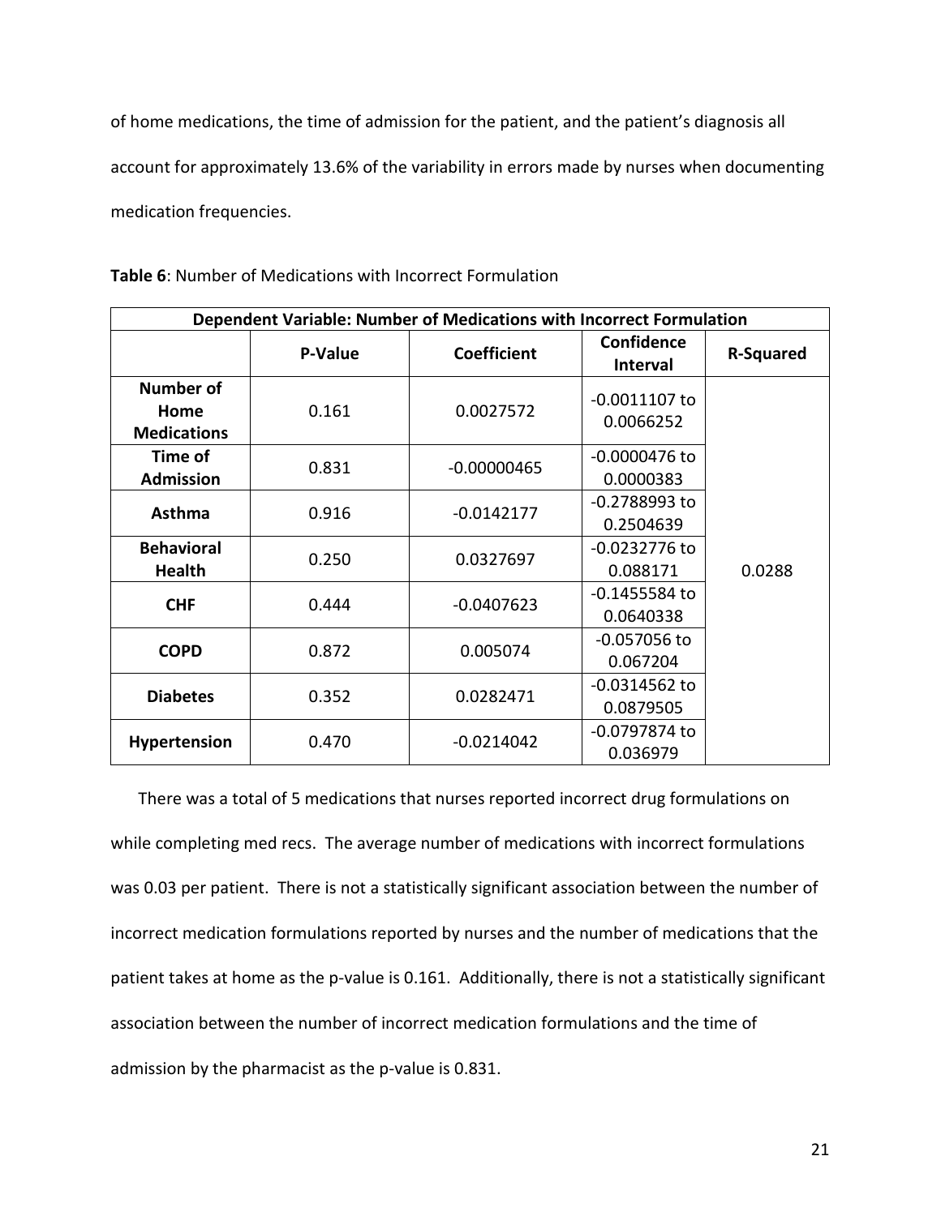of home medications, the time of admission for the patient, and the patient's diagnosis all account for approximately 13.6% of the variability in errors made by nurses when documenting medication frequencies.

**Table 6**: Number of Medications with Incorrect Formulation

| Dependent Variable: Number of Medications with Incorrect Formulation | | | | |
|---|---|---|---|---|
| | **P-Value** | **Coefficient** | **Confidence Interval** | **R-Squared** |
| **Number of Home Medications** | 0.161 | 0.0027572 | -0.0011107 to 0.0066252 | 0.0288 |
| **Time of Admission** | 0.831 | -0.00000465 | -0.0000476 to 0.0000383 | |
| **Asthma** | 0.916 | -0.0142177 | -0.2788993 to 0.2504639 | |
| **Behavioral Health** | 0.250 | 0.0327697 | -0.0232776 to 0.088171 | |
| **CHF** | 0.444 | -0.0407623 | -0.1455584 to 0.0640338 | |
| **COPD** | 0.872 | 0.005074 | -0.057056 to 0.067204 | |
| **Diabetes** | 0.352 | 0.0282471 | -0.0314562 to 0.0879505 | |
| **Hypertension** | 0.470 | -0.0214042 | -0.0797874 to 0.036979 | |

There was a total of 5 medications that nurses reported incorrect drug formulations on while completing med recs. The average number of medications with incorrect formulations was 0.03 per patient. There is not a statistically significant association between the number of incorrect medication formulations reported by nurses and the number of medications that the patient takes at home as the p-value is 0.161. Additionally, there is not a statistically significant association between the number of incorrect medication formulations and the time of admission by the pharmacist as the p-value is 0.831.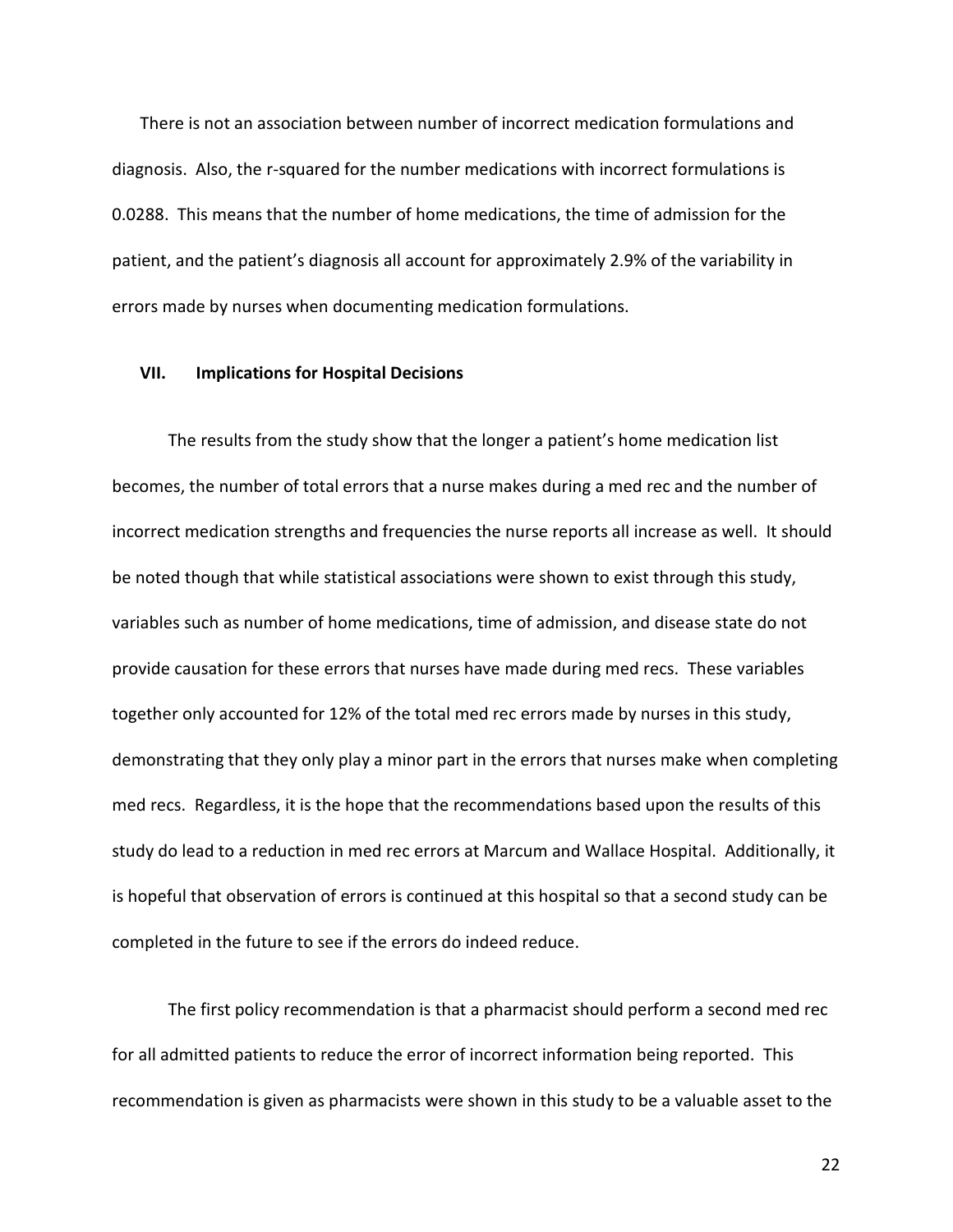There is not an association between number of incorrect medication formulations and diagnosis. Also, the r-squared for the number medications with incorrect formulations is 0.0288. This means that the number of home medications, the time of admission for the patient, and the patient's diagnosis all account for approximately 2.9% of the variability in errors made by nurses when documenting medication formulations.

## VII. Implications for Hospital Decisions

The results from the study show that the longer a patient's home medication list becomes, the number of total errors that a nurse makes during a med rec and the number of incorrect medication strengths and frequencies the nurse reports all increase as well. It should be noted though that while statistical associations were shown to exist through this study, variables such as number of home medications, time of admission, and disease state do not provide causation for these errors that nurses have made during med recs. These variables together only accounted for 12% of the total med rec errors made by nurses in this study, demonstrating that they only play a minor part in the errors that nurses make when completing med recs. Regardless, it is the hope that the recommendations based upon the results of this study do lead to a reduction in med rec errors at Marcum and Wallace Hospital. Additionally, it is hopeful that observation of errors is continued at this hospital so that a second study can be completed in the future to see if the errors do indeed reduce.

The first policy recommendation is that a pharmacist should perform a second med rec for all admitted patients to reduce the error of incorrect information being reported. This recommendation is given as pharmacists were shown in this study to be a valuable asset to the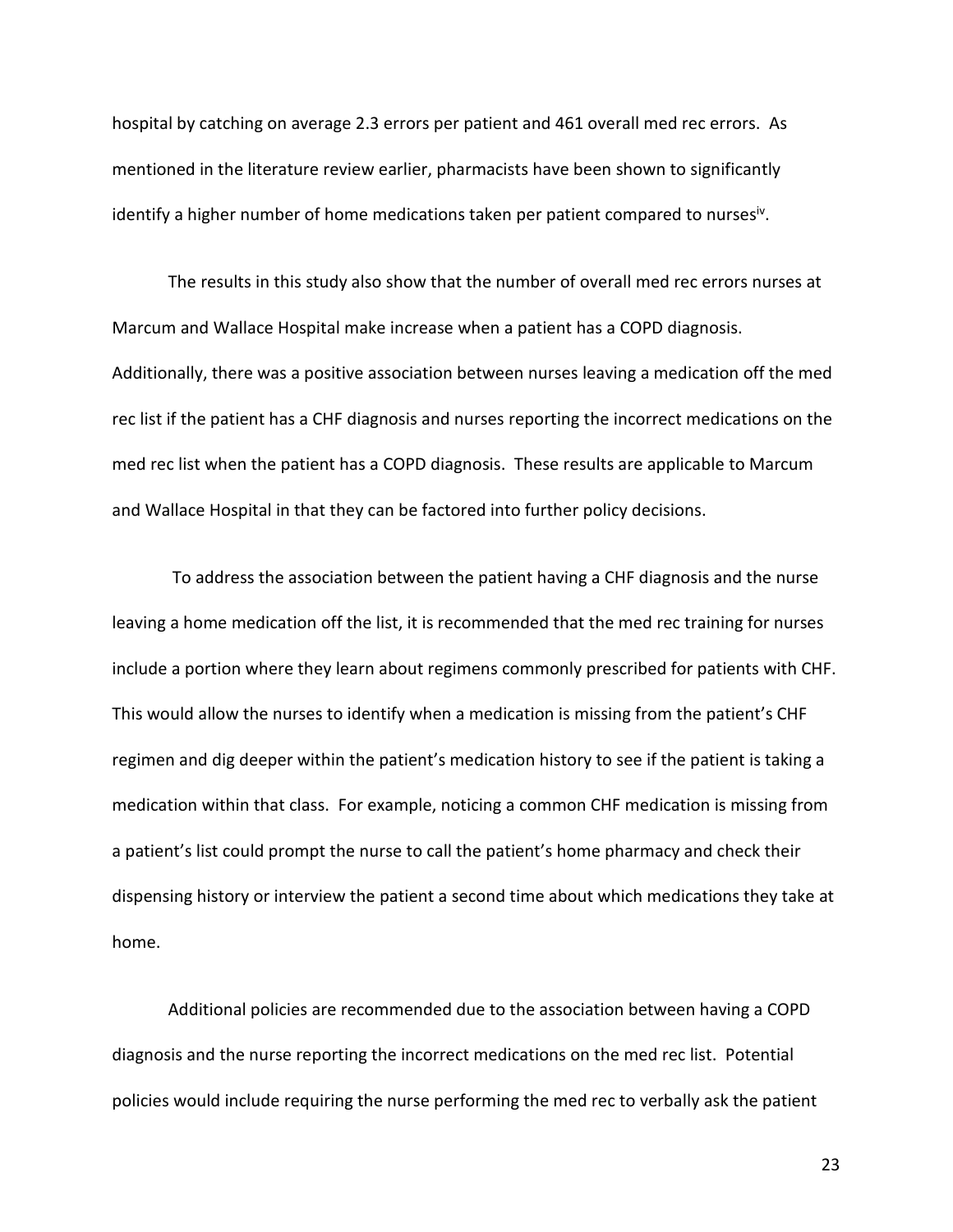hospital by catching on average 2.3 errors per patient and 461 overall med rec errors. As mentioned in the literature review earlier, pharmacists have been shown to significantly identify a higher number of home medications taken per patient compared to nurses[iv].

The results in this study also show that the number of overall med rec errors nurses at Marcum and Wallace Hospital make increase when a patient has a COPD diagnosis. Additionally, there was a positive association between nurses leaving a medication off the med rec list if the patient has a CHF diagnosis and nurses reporting the incorrect medications on the med rec list when the patient has a COPD diagnosis. These results are applicable to Marcum and Wallace Hospital in that they can be factored into further policy decisions.

To address the association between the patient having a CHF diagnosis and the nurse leaving a home medication off the list, it is recommended that the med rec training for nurses include a portion where they learn about regimens commonly prescribed for patients with CHF. This would allow the nurses to identify when a medication is missing from the patient's CHF regimen and dig deeper within the patient's medication history to see if the patient is taking a medication within that class. For example, noticing a common CHF medication is missing from a patient's list could prompt the nurse to call the patient's home pharmacy and check their dispensing history or interview the patient a second time about which medications they take at home.

Additional policies are recommended due to the association between having a COPD diagnosis and the nurse reporting the incorrect medications on the med rec list. Potential policies would include requiring the nurse performing the med rec to verbally ask the patient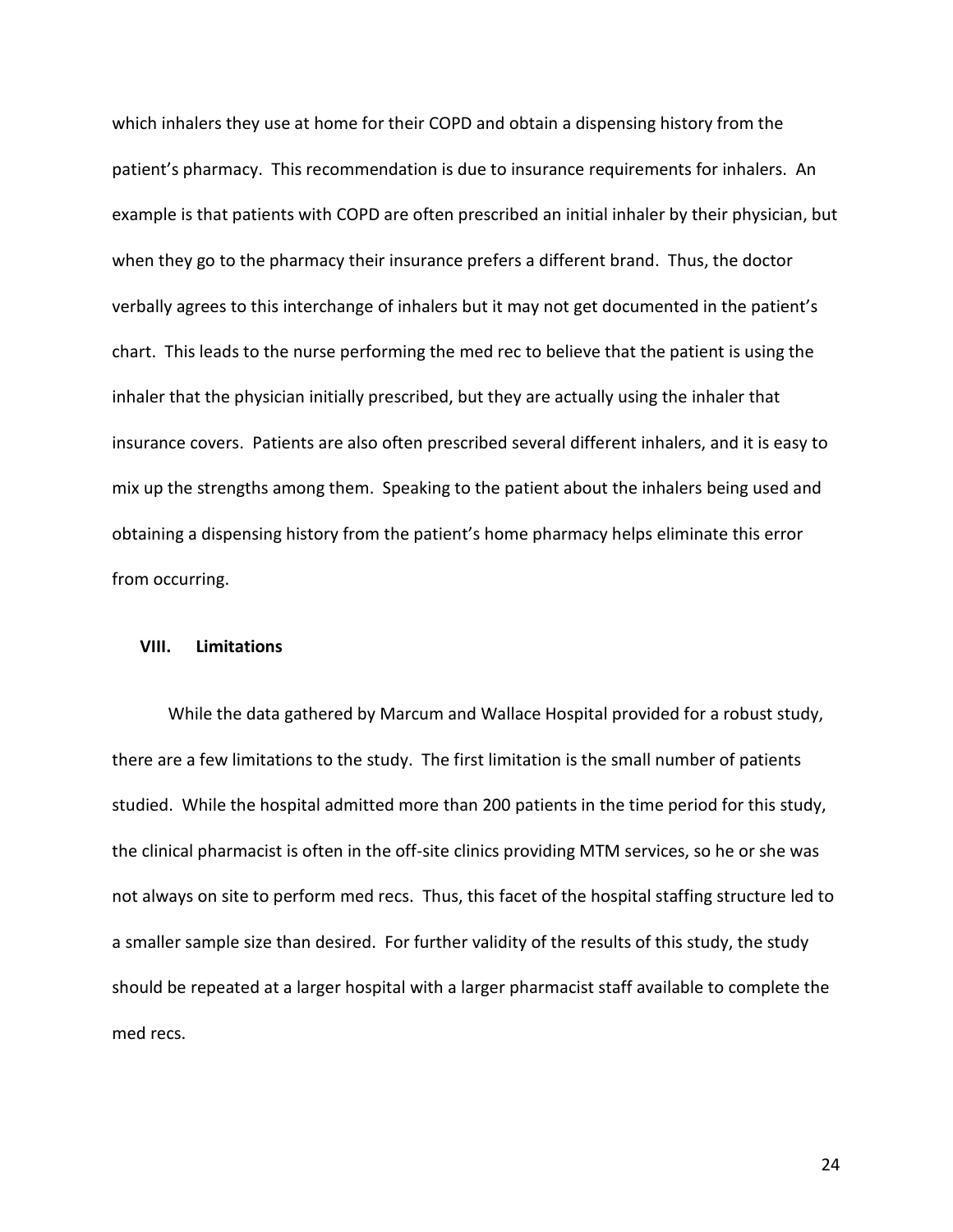which inhalers they use at home for their COPD and obtain a dispensing history from the patient's pharmacy. This recommendation is due to insurance requirements for inhalers. An example is that patients with COPD are often prescribed an initial inhaler by their physician, but when they go to the pharmacy their insurance prefers a different brand. Thus, the doctor verbally agrees to this interchange of inhalers but it may not get documented in the patient's chart. This leads to the nurse performing the med rec to believe that the patient is using the inhaler that the physician initially prescribed, but they are actually using the inhaler that insurance covers. Patients are also often prescribed several different inhalers, and it is easy to mix up the strengths among them. Speaking to the patient about the inhalers being used and obtaining a dispensing history from the patient's home pharmacy helps eliminate this error from occurring.

## VIII. Limitations

While the data gathered by Marcum and Wallace Hospital provided for a robust study, there are a few limitations to the study. The first limitation is the small number of patients studied. While the hospital admitted more than 200 patients in the time period for this study, the clinical pharmacist is often in the off-site clinics providing MTM services, so he or she was not always on site to perform med recs. Thus, this facet of the hospital staffing structure led to a smaller sample size than desired. For further validity of the results of this study, the study should be repeated at a larger hospital with a larger pharmacist staff available to complete the med recs.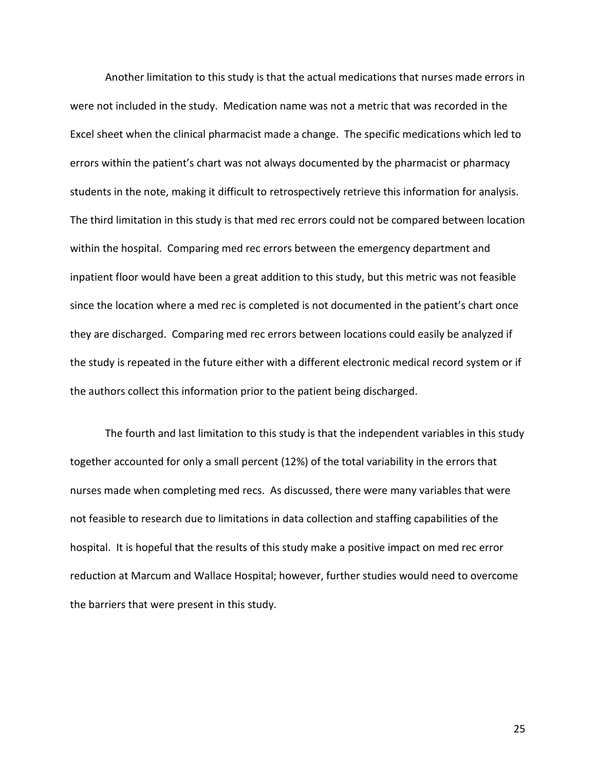Another limitation to this study is that the actual medications that nurses made errors in were not included in the study. Medication name was not a metric that was recorded in the Excel sheet when the clinical pharmacist made a change. The specific medications which led to errors within the patient's chart was not always documented by the pharmacist or pharmacy students in the note, making it difficult to retrospectively retrieve this information for analysis. The third limitation in this study is that med rec errors could not be compared between location within the hospital. Comparing med rec errors between the emergency department and inpatient floor would have been a great addition to this study, but this metric was not feasible since the location where a med rec is completed is not documented in the patient's chart once they are discharged. Comparing med rec errors between locations could easily be analyzed if the study is repeated in the future either with a different electronic medical record system or if the authors collect this information prior to the patient being discharged.

The fourth and last limitation to this study is that the independent variables in this study together accounted for only a small percent (12%) of the total variability in the errors that nurses made when completing med recs. As discussed, there were many variables that were not feasible to research due to limitations in data collection and staffing capabilities of the hospital. It is hopeful that the results of this study make a positive impact on med rec error reduction at Marcum and Wallace Hospital; however, further studies would need to overcome the barriers that were present in this study.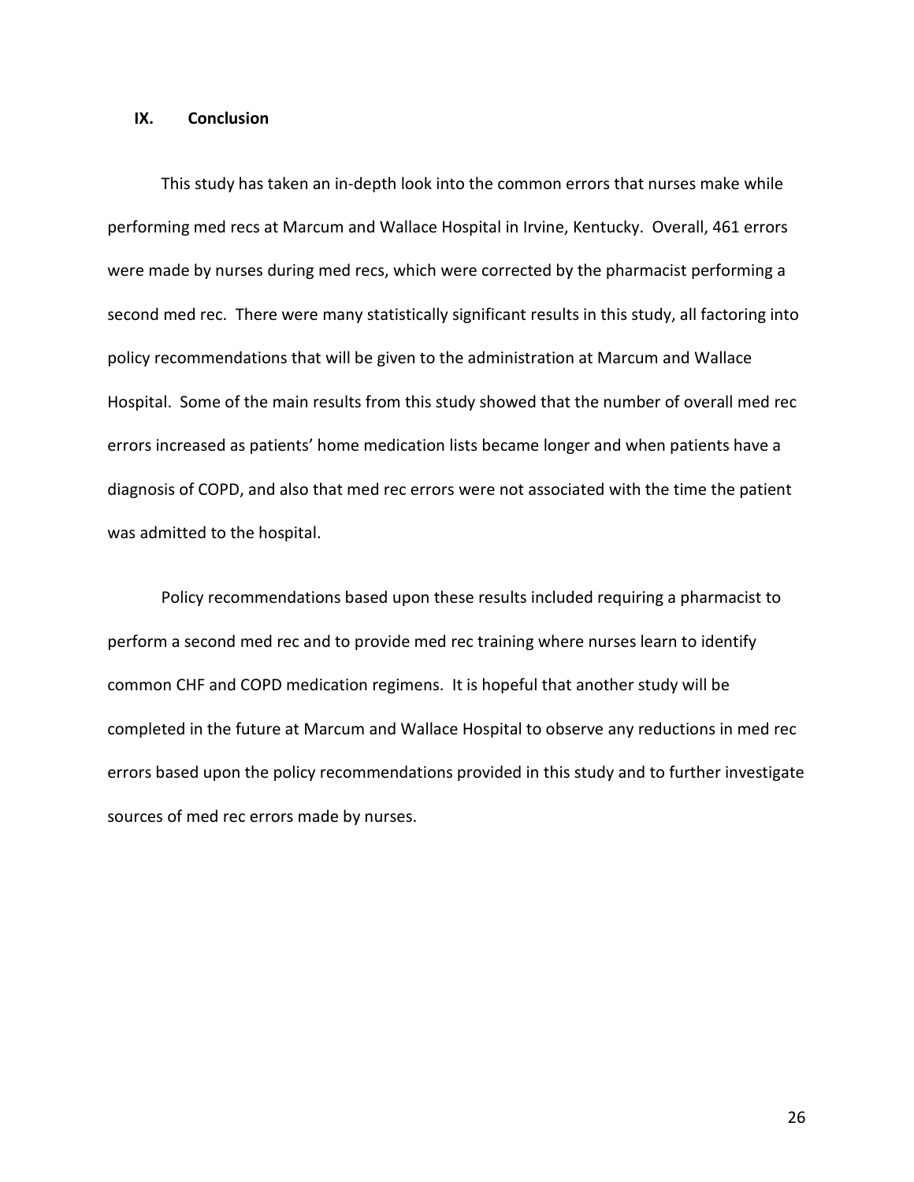## IX. Conclusion

This study has taken an in-depth look into the common errors that nurses make while performing med recs at Marcum and Wallace Hospital in Irvine, Kentucky. Overall, 461 errors were made by nurses during med recs, which were corrected by the pharmacist performing a second med rec. There were many statistically significant results in this study, all factoring into policy recommendations that will be given to the administration at Marcum and Wallace Hospital. Some of the main results from this study showed that the number of overall med rec errors increased as patients' home medication lists became longer and when patients have a diagnosis of COPD, and also that med rec errors were not associated with the time the patient was admitted to the hospital.

Policy recommendations based upon these results included requiring a pharmacist to perform a second med rec and to provide med rec training where nurses learn to identify common CHF and COPD medication regimens. It is hopeful that another study will be completed in the future at Marcum and Wallace Hospital to observe any reductions in med rec errors based upon the policy recommendations provided in this study and to further investigate sources of med rec errors made by nurses.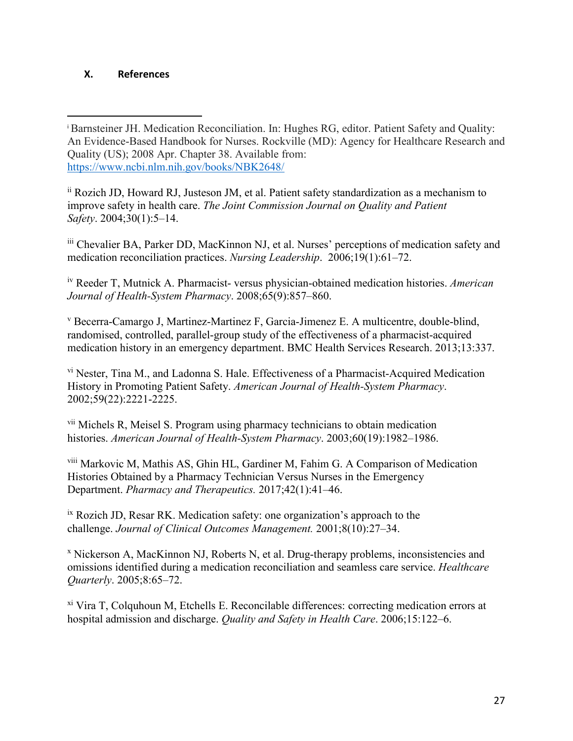## X. References

---

[i] Barnsteiner JH. Medication Reconciliation. In: Hughes RG, editor. Patient Safety and Quality: An Evidence-Based Handbook for Nurses. Rockville (MD): Agency for Healthcare Research and Quality (US); 2008 Apr. Chapter 38. Available from: https://www.ncbi.nlm.nih.gov/books/NBK2648/

[ii] Rozich JD, Howard RJ, Justeson JM, et al. Patient safety standardization as a mechanism to improve safety in health care. *The Joint Commission Journal on Quality and Patient Safety*. 2004;30(1):5–14.

[iii] Chevalier BA, Parker DD, MacKinnon NJ, et al. Nurses' perceptions of medication safety and medication reconciliation practices. *Nursing Leadership*. 2006;19(1):61–72.

[iv] Reeder T, Mutnick A. Pharmacist- versus physician-obtained medication histories. *American Journal of Health-System Pharmacy*. 2008;65(9):857–860.

[v] Becerra-Camargo J, Martinez-Martinez F, Garcia-Jimenez E. A multicentre, double-blind, randomised, controlled, parallel-group study of the effectiveness of a pharmacist-acquired medication history in an emergency department. BMC Health Services Research. 2013;13:337.

[vi] Nester, Tina M., and Ladonna S. Hale. Effectiveness of a Pharmacist-Acquired Medication History in Promoting Patient Safety. *American Journal of Health-System Pharmacy*. 2002;59(22):2221-2225.

[vii] Michels R, Meisel S. Program using pharmacy technicians to obtain medication histories. *American Journal of Health-System Pharmacy*. 2003;60(19):1982–1986.

[viii] Markovic M, Mathis AS, Ghin HL, Gardiner M, Fahim G. A Comparison of Medication Histories Obtained by a Pharmacy Technician Versus Nurses in the Emergency Department. *Pharmacy and Therapeutics.* 2017;42(1):41–46.

[ix] Rozich JD, Resar RK. Medication safety: one organization's approach to the challenge. *Journal of Clinical Outcomes Management.* 2001;8(10):27–34.

[x] Nickerson A, MacKinnon NJ, Roberts N, et al. Drug-therapy problems, inconsistencies and omissions identified during a medication reconciliation and seamless care service. *Healthcare Quarterly*. 2005;8:65–72.

[xi] Vira T, Colquhoun M, Etchells E. Reconcilable differences: correcting medication errors at hospital admission and discharge. *Quality and Safety in Health Care*. 2006;15:122–6.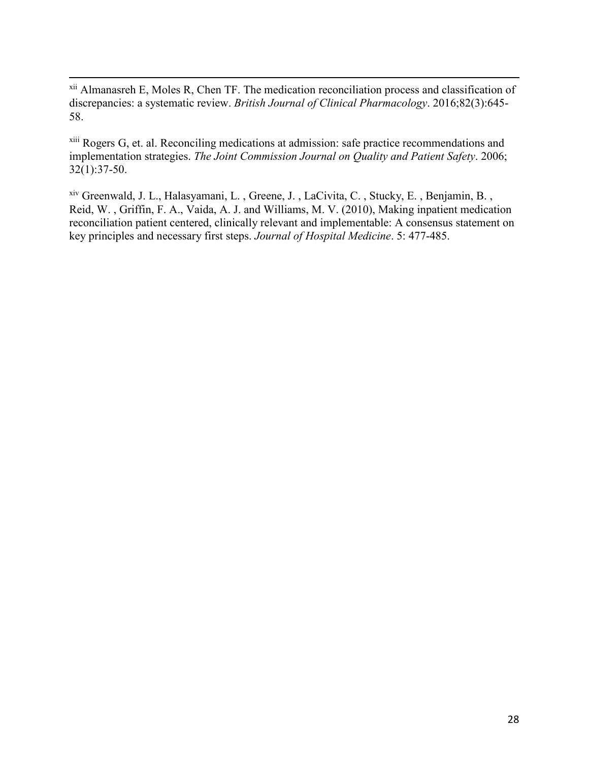[xii] Almanasreh E, Moles R, Chen TF. The medication reconciliation process and classification of discrepancies: a systematic review. *British Journal of Clinical Pharmacology*. 2016;82(3):645-58.

[xiii] Rogers G, et. al. Reconciling medications at admission: safe practice recommendations and implementation strategies. *The Joint Commission Journal on Quality and Patient Safety*. 2006; 32(1):37-50.

[xiv] Greenwald, J. L., Halasyamani, L. , Greene, J. , LaCivita, C. , Stucky, E. , Benjamin, B. , Reid, W. , Griffin, F. A., Vaida, A. J. and Williams, M. V. (2010), Making inpatient medication reconciliation patient centered, clinically relevant and implementable: A consensus statement on key principles and necessary first steps. *Journal of Hospital Medicine*. 5: 477-485.